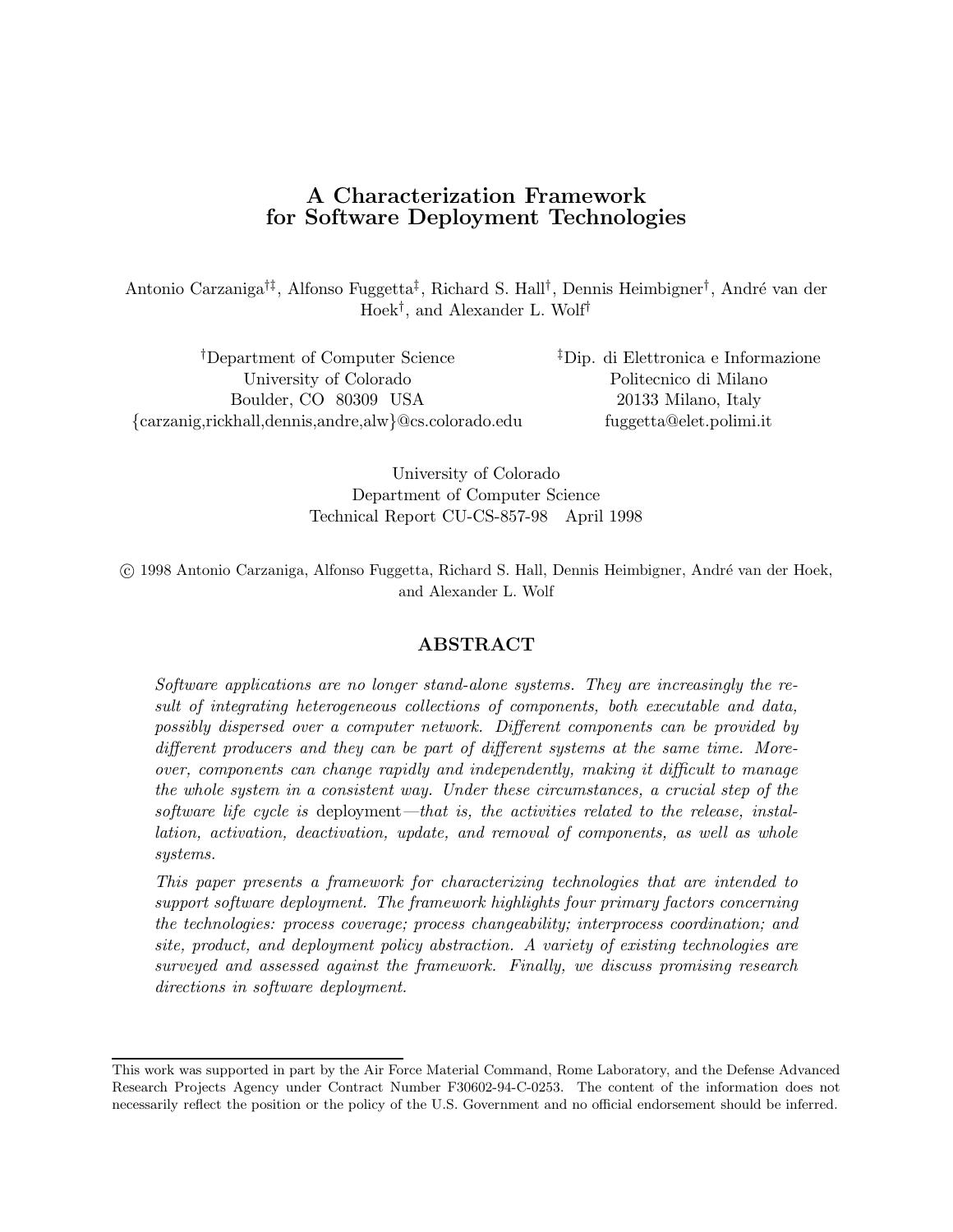# A Characterization Framework for Software Deployment Technologies

Antonio Carzaniga[†‡], Alfonso Fuggetta[‡], Richard S. Hall[†], Dennis Heimbigner[†], André van der Hoek[†], and Alexander L. Wolf[†]

[†]Department of Computer Science
University of Colorado
Boulder, CO 80309 USA
{carzanig,rickhall,dennis,andre,alw}@cs.colorado.edu

[‡]Dip. di Elettronica e Informazione
Politecnico di Milano
20133 Milano, Italy
fuggetta@elet.polimi.it

University of Colorado
Department of Computer Science
Technical Report CU-CS-857-98 April 1998

© 1998 Antonio Carzaniga, Alfonso Fuggetta, Richard S. Hall, Dennis Heimbigner, André van der Hoek, and Alexander L. Wolf

## ABSTRACT

*Software applications are no longer stand-alone systems. They are increasingly the result of integrating heterogeneous collections of components, both executable and data, possibly dispersed over a computer network. Different components can be provided by different producers and they can be part of different systems at the same time. Moreover, components can change rapidly and independently, making it difficult to manage the whole system in a consistent way. Under these circumstances, a crucial step of the software life cycle is* deployment*—that is, the activities related to the release, installation, activation, deactivation, update, and removal of components, as well as whole systems.*

*This paper presents a framework for characterizing technologies that are intended to support software deployment. The framework highlights four primary factors concerning the technologies: process coverage; process changeability; interprocess coordination; and site, product, and deployment policy abstraction. A variety of existing technologies are surveyed and assessed against the framework. Finally, we discuss promising research directions in software deployment.*

---

This work was supported in part by the Air Force Material Command, Rome Laboratory, and the Defense Advanced Research Projects Agency under Contract Number F30602-94-C-0253. The content of the information does not necessarily reflect the position or the policy of the U.S. Government and no official endorsement should be inferred.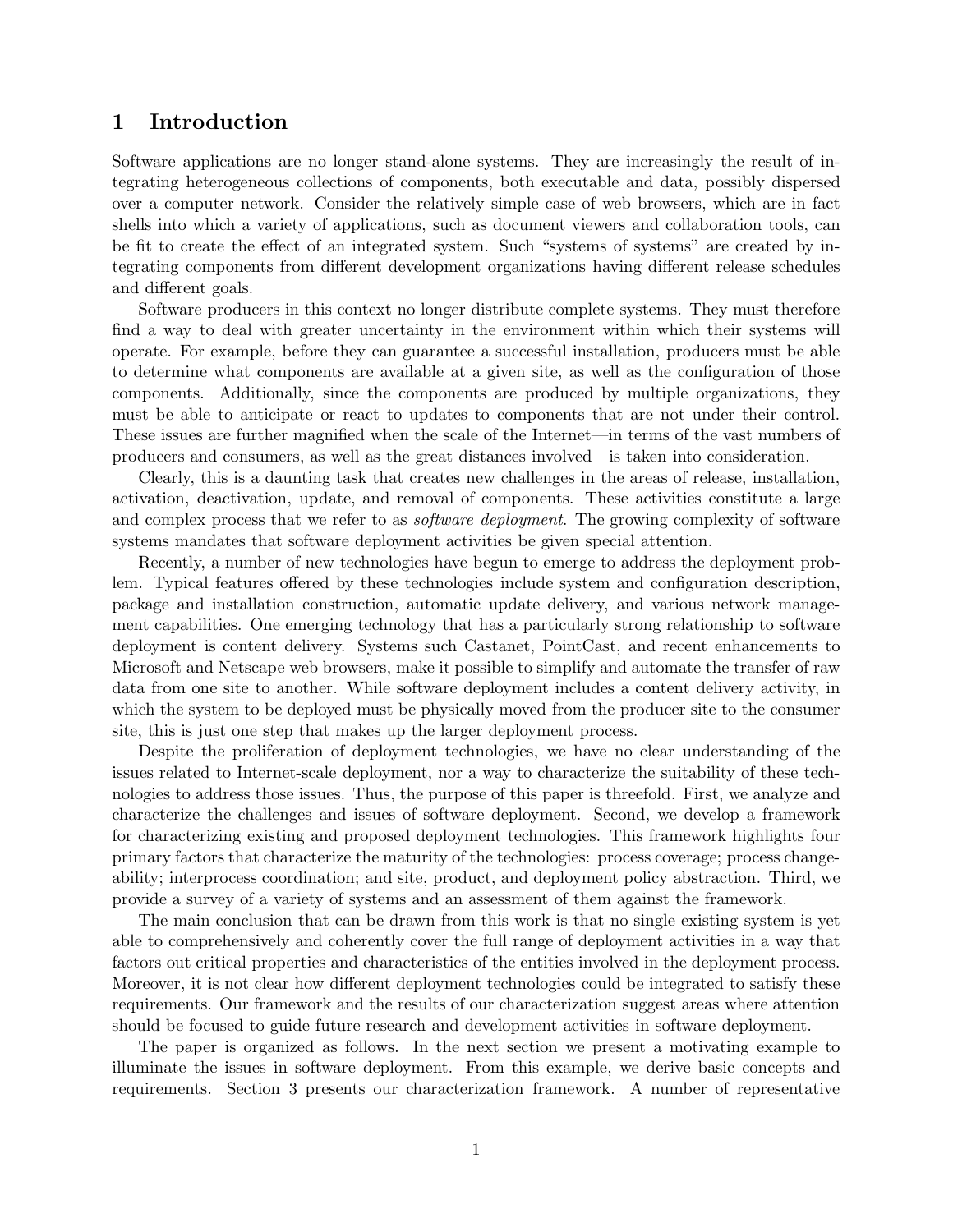# 1 Introduction

Software applications are no longer stand-alone systems. They are increasingly the result of integrating heterogeneous collections of components, both executable and data, possibly dispersed over a computer network. Consider the relatively simple case of web browsers, which are in fact shells into which a variety of applications, such as document viewers and collaboration tools, can be fit to create the effect of an integrated system. Such "systems of systems" are created by integrating components from different development organizations having different release schedules and different goals.

Software producers in this context no longer distribute complete systems. They must therefore find a way to deal with greater uncertainty in the environment within which their systems will operate. For example, before they can guarantee a successful installation, producers must be able to determine what components are available at a given site, as well as the configuration of those components. Additionally, since the components are produced by multiple organizations, they must be able to anticipate or react to updates to components that are not under their control. These issues are further magnified when the scale of the Internet—in terms of the vast numbers of producers and consumers, as well as the great distances involved—is taken into consideration.

Clearly, this is a daunting task that creates new challenges in the areas of release, installation, activation, deactivation, update, and removal of components. These activities constitute a large and complex process that we refer to as *software deployment*. The growing complexity of software systems mandates that software deployment activities be given special attention.

Recently, a number of new technologies have begun to emerge to address the deployment problem. Typical features offered by these technologies include system and configuration description, package and installation construction, automatic update delivery, and various network management capabilities. One emerging technology that has a particularly strong relationship to software deployment is content delivery. Systems such Castanet, PointCast, and recent enhancements to Microsoft and Netscape web browsers, make it possible to simplify and automate the transfer of raw data from one site to another. While software deployment includes a content delivery activity, in which the system to be deployed must be physically moved from the producer site to the consumer site, this is just one step that makes up the larger deployment process.

Despite the proliferation of deployment technologies, we have no clear understanding of the issues related to Internet-scale deployment, nor a way to characterize the suitability of these technologies to address those issues. Thus, the purpose of this paper is threefold. First, we analyze and characterize the challenges and issues of software deployment. Second, we develop a framework for characterizing existing and proposed deployment technologies. This framework highlights four primary factors that characterize the maturity of the technologies: process coverage; process changeability; interprocess coordination; and site, product, and deployment policy abstraction. Third, we provide a survey of a variety of systems and an assessment of them against the framework.

The main conclusion that can be drawn from this work is that no single existing system is yet able to comprehensively and coherently cover the full range of deployment activities in a way that factors out critical properties and characteristics of the entities involved in the deployment process. Moreover, it is not clear how different deployment technologies could be integrated to satisfy these requirements. Our framework and the results of our characterization suggest areas where attention should be focused to guide future research and development activities in software deployment.

The paper is organized as follows. In the next section we present a motivating example to illuminate the issues in software deployment. From this example, we derive basic concepts and requirements. Section 3 presents our characterization framework. A number of representative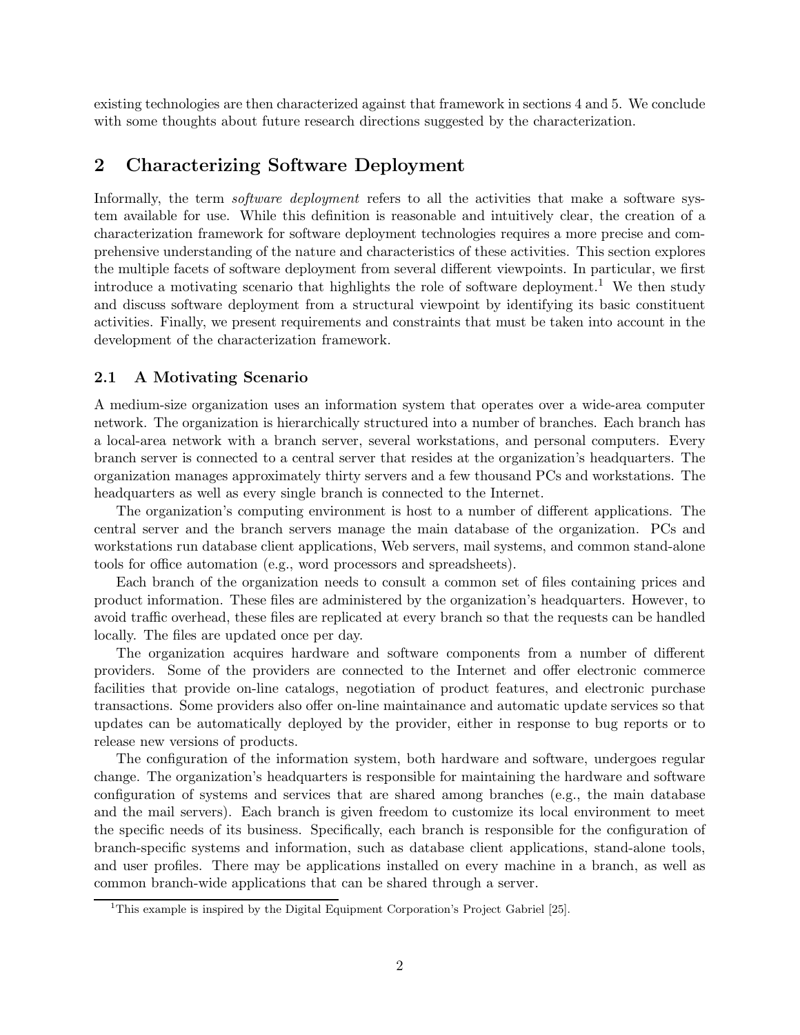existing technologies are then characterized against that framework in sections 4 and 5. We conclude with some thoughts about future research directions suggested by the characterization.

## 2 Characterizing Software Deployment

Informally, the term *software deployment* refers to all the activities that make a software system available for use. While this definition is reasonable and intuitively clear, the creation of a characterization framework for software deployment technologies requires a more precise and comprehensive understanding of the nature and characteristics of these activities. This section explores the multiple facets of software deployment from several different viewpoints. In particular, we first introduce a motivating scenario that highlights the role of software deployment.[1] We then study and discuss software deployment from a structural viewpoint by identifying its basic constituent activities. Finally, we present requirements and constraints that must be taken into account in the development of the characterization framework.

### 2.1 A Motivating Scenario

A medium-size organization uses an information system that operates over a wide-area computer network. The organization is hierarchically structured into a number of branches. Each branch has a local-area network with a branch server, several workstations, and personal computers. Every branch server is connected to a central server that resides at the organization's headquarters. The organization manages approximately thirty servers and a few thousand PCs and workstations. The headquarters as well as every single branch is connected to the Internet.

The organization's computing environment is host to a number of different applications. The central server and the branch servers manage the main database of the organization. PCs and workstations run database client applications, Web servers, mail systems, and common stand-alone tools for office automation (e.g., word processors and spreadsheets).

Each branch of the organization needs to consult a common set of files containing prices and product information. These files are administered by the organization's headquarters. However, to avoid traffic overhead, these files are replicated at every branch so that the requests can be handled locally. The files are updated once per day.

The organization acquires hardware and software components from a number of different providers. Some of the providers are connected to the Internet and offer electronic commerce facilities that provide on-line catalogs, negotiation of product features, and electronic purchase transactions. Some providers also offer on-line maintainance and automatic update services so that updates can be automatically deployed by the provider, either in response to bug reports or to release new versions of products.

The configuration of the information system, both hardware and software, undergoes regular change. The organization's headquarters is responsible for maintaining the hardware and software configuration of systems and services that are shared among branches (e.g., the main database and the mail servers). Each branch is given freedom to customize its local environment to meet the specific needs of its business. Specifically, each branch is responsible for the configuration of branch-specific systems and information, such as database client applications, stand-alone tools, and user profiles. There may be applications installed on every machine in a branch, as well as common branch-wide applications that can be shared through a server.

[1] This example is inspired by the Digital Equipment Corporation's Project Gabriel [25].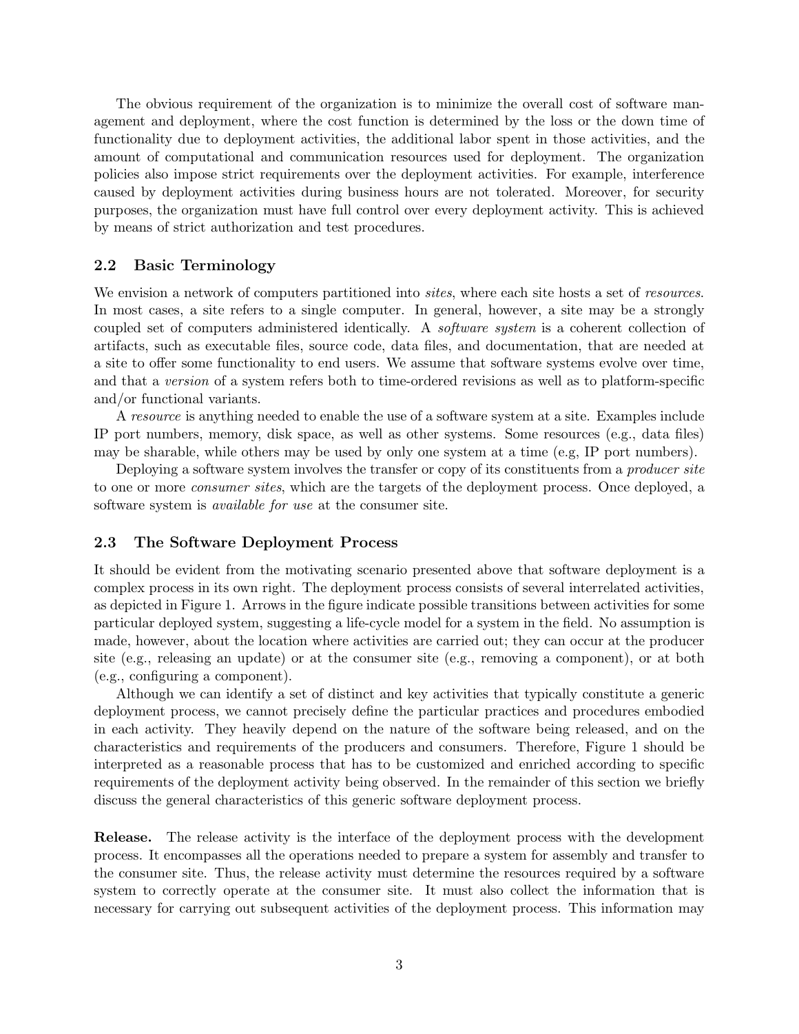The obvious requirement of the organization is to minimize the overall cost of software management and deployment, where the cost function is determined by the loss or the down time of functionality due to deployment activities, the additional labor spent in those activities, and the amount of computational and communication resources used for deployment. The organization policies also impose strict requirements over the deployment activities. For example, interference caused by deployment activities during business hours are not tolerated. Moreover, for security purposes, the organization must have full control over every deployment activity. This is achieved by means of strict authorization and test procedures.

### 2.2 Basic Terminology

We envision a network of computers partitioned into *sites*, where each site hosts a set of *resources*. In most cases, a site refers to a single computer. In general, however, a site may be a strongly coupled set of computers administered identically. A *software system* is a coherent collection of artifacts, such as executable files, source code, data files, and documentation, that are needed at a site to offer some functionality to end users. We assume that software systems evolve over time, and that a *version* of a system refers both to time-ordered revisions as well as to platform-specific and/or functional variants.

A *resource* is anything needed to enable the use of a software system at a site. Examples include IP port numbers, memory, disk space, as well as other systems. Some resources (e.g., data files) may be sharable, while others may be used by only one system at a time (e.g, IP port numbers).

Deploying a software system involves the transfer or copy of its constituents from a *producer site* to one or more *consumer sites*, which are the targets of the deployment process. Once deployed, a software system is *available for use* at the consumer site.

### 2.3 The Software Deployment Process

It should be evident from the motivating scenario presented above that software deployment is a complex process in its own right. The deployment process consists of several interrelated activities, as depicted in Figure 1. Arrows in the figure indicate possible transitions between activities for some particular deployed system, suggesting a life-cycle model for a system in the field. No assumption is made, however, about the location where activities are carried out; they can occur at the producer site (e.g., releasing an update) or at the consumer site (e.g., removing a component), or at both (e.g., configuring a component).

Although we can identify a set of distinct and key activities that typically constitute a generic deployment process, we cannot precisely define the particular practices and procedures embodied in each activity. They heavily depend on the nature of the software being released, and on the characteristics and requirements of the producers and consumers. Therefore, Figure 1 should be interpreted as a reasonable process that has to be customized and enriched according to specific requirements of the deployment activity being observed. In the remainder of this section we briefly discuss the general characteristics of this generic software deployment process.

**Release.** The release activity is the interface of the deployment process with the development process. It encompasses all the operations needed to prepare a system for assembly and transfer to the consumer site. Thus, the release activity must determine the resources required by a software system to correctly operate at the consumer site. It must also collect the information that is necessary for carrying out subsequent activities of the deployment process. This information may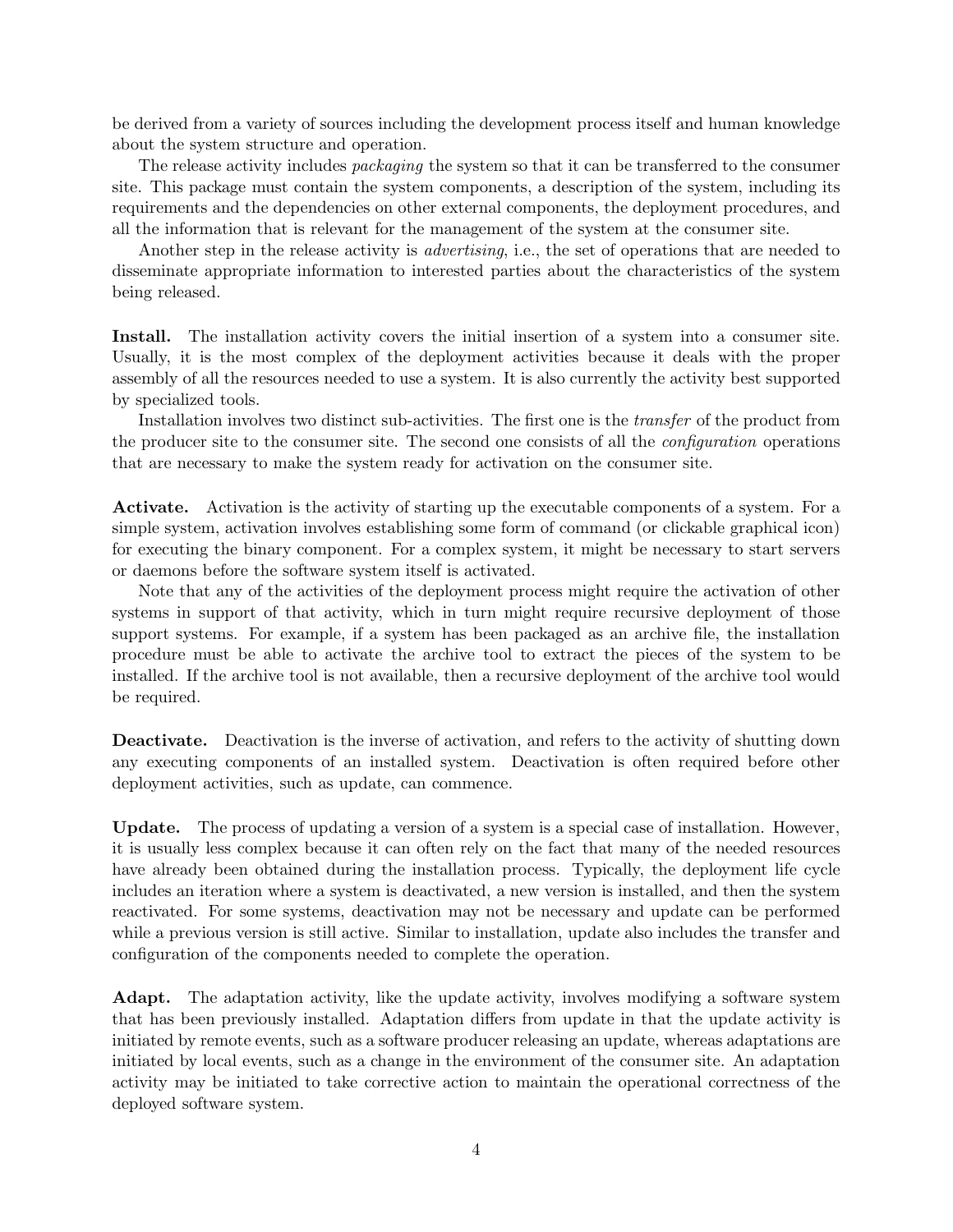be derived from a variety of sources including the development process itself and human knowledge about the system structure and operation.

The release activity includes *packaging* the system so that it can be transferred to the consumer site. This package must contain the system components, a description of the system, including its requirements and the dependencies on other external components, the deployment procedures, and all the information that is relevant for the management of the system at the consumer site.

Another step in the release activity is *advertising*, i.e., the set of operations that are needed to disseminate appropriate information to interested parties about the characteristics of the system being released.

**Install.** The installation activity covers the initial insertion of a system into a consumer site. Usually, it is the most complex of the deployment activities because it deals with the proper assembly of all the resources needed to use a system. It is also currently the activity best supported by specialized tools.

Installation involves two distinct sub-activities. The first one is the *transfer* of the product from the producer site to the consumer site. The second one consists of all the *configuration* operations that are necessary to make the system ready for activation on the consumer site.

**Activate.** Activation is the activity of starting up the executable components of a system. For a simple system, activation involves establishing some form of command (or clickable graphical icon) for executing the binary component. For a complex system, it might be necessary to start servers or daemons before the software system itself is activated.

Note that any of the activities of the deployment process might require the activation of other systems in support of that activity, which in turn might require recursive deployment of those support systems. For example, if a system has been packaged as an archive file, the installation procedure must be able to activate the archive tool to extract the pieces of the system to be installed. If the archive tool is not available, then a recursive deployment of the archive tool would be required.

**Deactivate.** Deactivation is the inverse of activation, and refers to the activity of shutting down any executing components of an installed system. Deactivation is often required before other deployment activities, such as update, can commence.

**Update.** The process of updating a version of a system is a special case of installation. However, it is usually less complex because it can often rely on the fact that many of the needed resources have already been obtained during the installation process. Typically, the deployment life cycle includes an iteration where a system is deactivated, a new version is installed, and then the system reactivated. For some systems, deactivation may not be necessary and update can be performed while a previous version is still active. Similar to installation, update also includes the transfer and configuration of the components needed to complete the operation.

**Adapt.** The adaptation activity, like the update activity, involves modifying a software system that has been previously installed. Adaptation differs from update in that the update activity is initiated by remote events, such as a software producer releasing an update, whereas adaptations are initiated by local events, such as a change in the environment of the consumer site. An adaptation activity may be initiated to take corrective action to maintain the operational correctness of the deployed software system.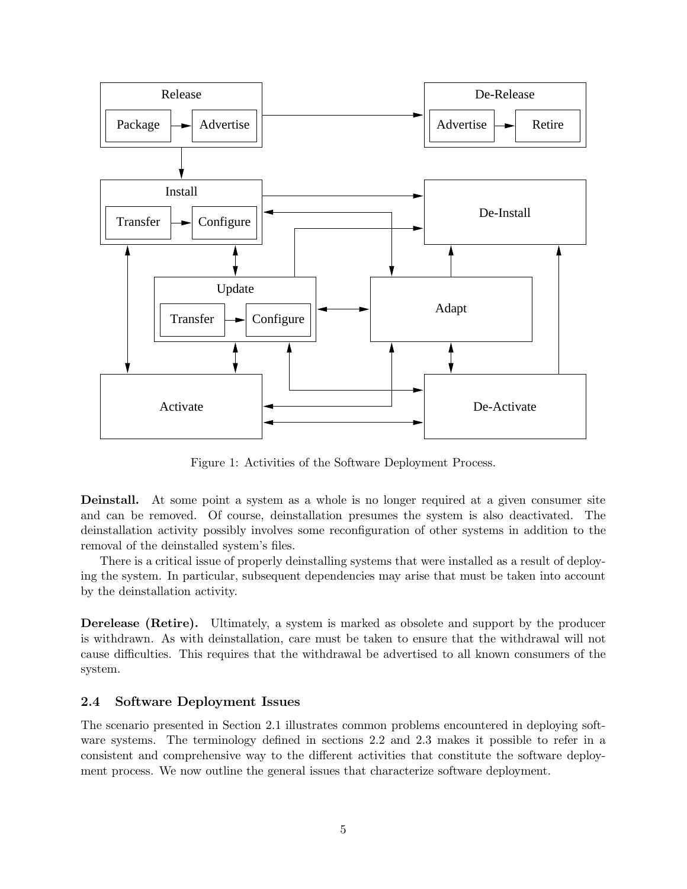Figure 1: Activities of the Software Deployment Process.

**Deinstall.** At some point a system as a whole is no longer required at a given consumer site and can be removed. Of course, deinstallation presumes the system is also deactivated. The deinstallation activity possibly involves some reconfiguration of other systems in addition to the removal of the deinstalled system's files.

There is a critical issue of properly deinstalling systems that were installed as a result of deploying the system. In particular, subsequent dependencies may arise that must be taken into account by the deinstallation activity.

**Derelease (Retire).** Ultimately, a system is marked as obsolete and support by the producer is withdrawn. As with deinstallation, care must be taken to ensure that the withdrawal will not cause difficulties. This requires that the withdrawal be advertised to all known consumers of the system.

### 2.4 Software Deployment Issues

The scenario presented in Section 2.1 illustrates common problems encountered in deploying software systems. The terminology defined in sections 2.2 and 2.3 makes it possible to refer in a consistent and comprehensive way to the different activities that constitute the software deployment process. We now outline the general issues that characterize software deployment.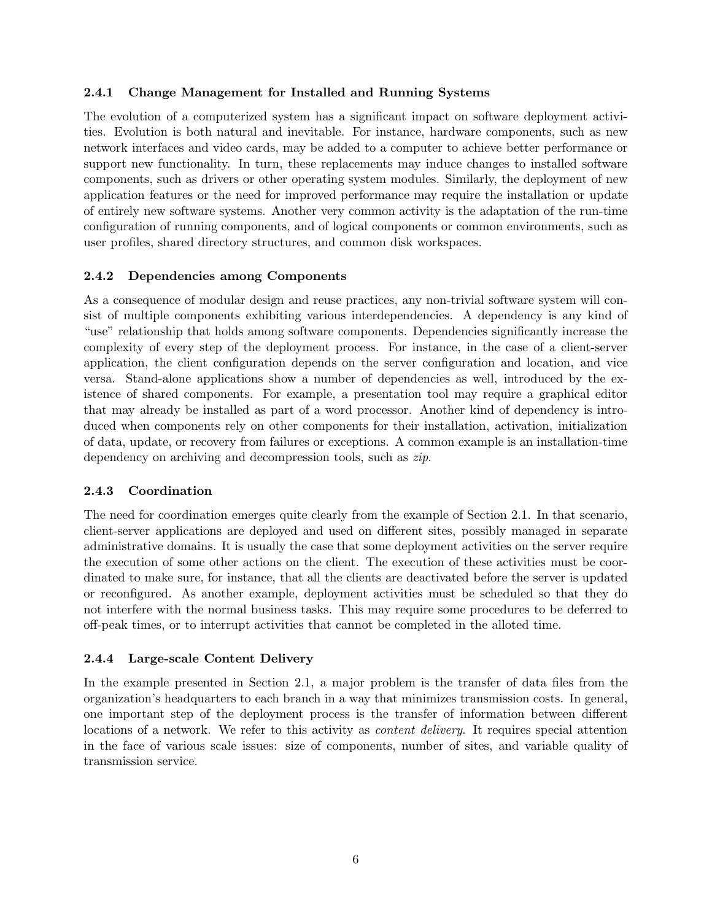### 2.4.1 Change Management for Installed and Running Systems

The evolution of a computerized system has a significant impact on software deployment activities. Evolution is both natural and inevitable. For instance, hardware components, such as new network interfaces and video cards, may be added to a computer to achieve better performance or support new functionality. In turn, these replacements may induce changes to installed software components, such as drivers or other operating system modules. Similarly, the deployment of new application features or the need for improved performance may require the installation or update of entirely new software systems. Another very common activity is the adaptation of the run-time configuration of running components, and of logical components or common environments, such as user profiles, shared directory structures, and common disk workspaces.

### 2.4.2 Dependencies among Components

As a consequence of modular design and reuse practices, any non-trivial software system will consist of multiple components exhibiting various interdependencies. A dependency is any kind of "use" relationship that holds among software components. Dependencies significantly increase the complexity of every step of the deployment process. For instance, in the case of a client-server application, the client configuration depends on the server configuration and location, and vice versa. Stand-alone applications show a number of dependencies as well, introduced by the existence of shared components. For example, a presentation tool may require a graphical editor that may already be installed as part of a word processor. Another kind of dependency is introduced when components rely on other components for their installation, activation, initialization of data, update, or recovery from failures or exceptions. A common example is an installation-time dependency on archiving and decompression tools, such as *zip*.

### 2.4.3 Coordination

The need for coordination emerges quite clearly from the example of Section 2.1. In that scenario, client-server applications are deployed and used on different sites, possibly managed in separate administrative domains. It is usually the case that some deployment activities on the server require the execution of some other actions on the client. The execution of these activities must be coordinated to make sure, for instance, that all the clients are deactivated before the server is updated or reconfigured. As another example, deployment activities must be scheduled so that they do not interfere with the normal business tasks. This may require some procedures to be deferred to off-peak times, or to interrupt activities that cannot be completed in the alloted time.

### 2.4.4 Large-scale Content Delivery

In the example presented in Section 2.1, a major problem is the transfer of data files from the organization's headquarters to each branch in a way that minimizes transmission costs. In general, one important step of the deployment process is the transfer of information between different locations of a network. We refer to this activity as *content delivery*. It requires special attention in the face of various scale issues: size of components, number of sites, and variable quality of transmission service.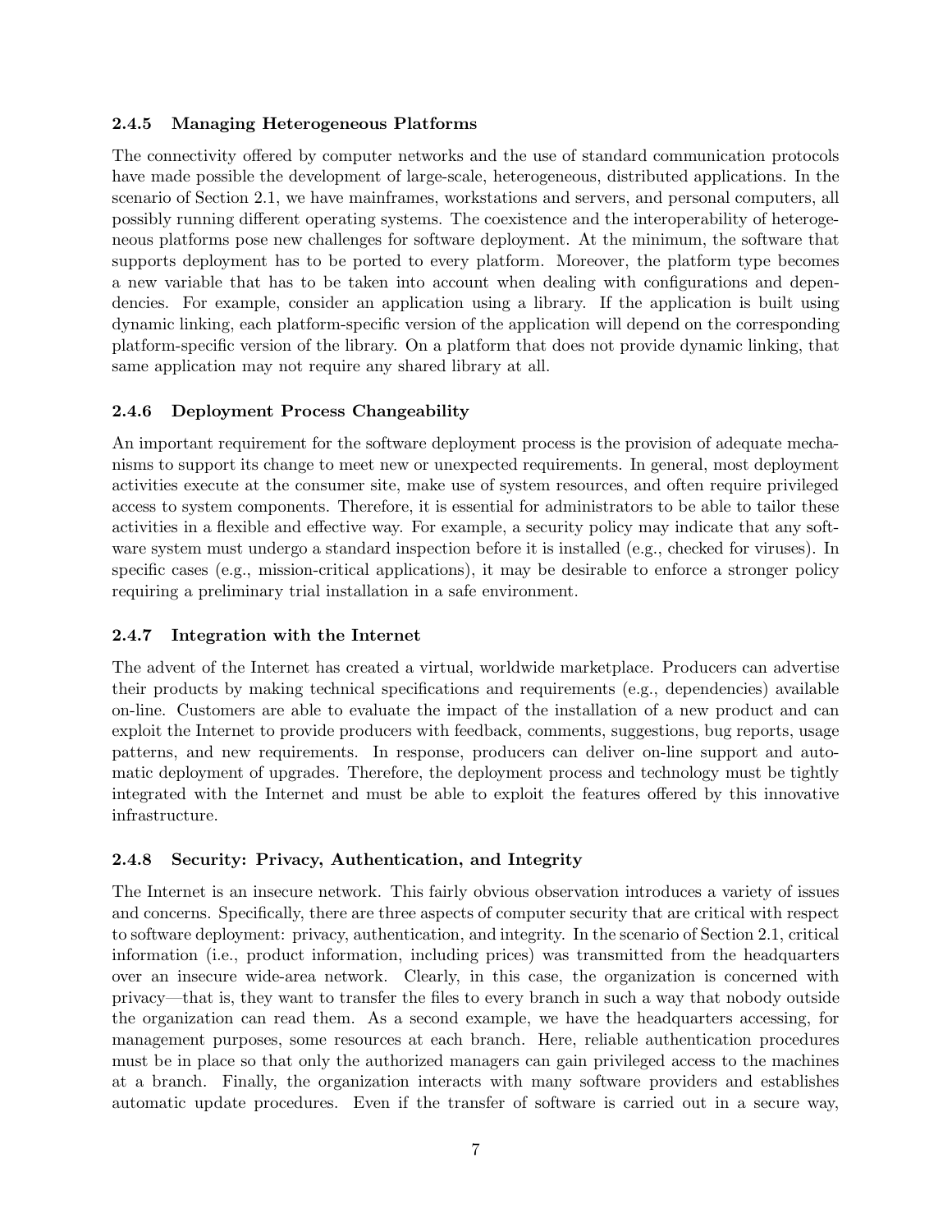### 2.4.5 Managing Heterogeneous Platforms

The connectivity offered by computer networks and the use of standard communication protocols have made possible the development of large-scale, heterogeneous, distributed applications. In the scenario of Section 2.1, we have mainframes, workstations and servers, and personal computers, all possibly running different operating systems. The coexistence and the interoperability of heterogeneous platforms pose new challenges for software deployment. At the minimum, the software that supports deployment has to be ported to every platform. Moreover, the platform type becomes a new variable that has to be taken into account when dealing with configurations and dependencies. For example, consider an application using a library. If the application is built using dynamic linking, each platform-specific version of the application will depend on the corresponding platform-specific version of the library. On a platform that does not provide dynamic linking, that same application may not require any shared library at all.

### 2.4.6 Deployment Process Changeability

An important requirement for the software deployment process is the provision of adequate mechanisms to support its change to meet new or unexpected requirements. In general, most deployment activities execute at the consumer site, make use of system resources, and often require privileged access to system components. Therefore, it is essential for administrators to be able to tailor these activities in a flexible and effective way. For example, a security policy may indicate that any software system must undergo a standard inspection before it is installed (e.g., checked for viruses). In specific cases (e.g., mission-critical applications), it may be desirable to enforce a stronger policy requiring a preliminary trial installation in a safe environment.

### 2.4.7 Integration with the Internet

The advent of the Internet has created a virtual, worldwide marketplace. Producers can advertise their products by making technical specifications and requirements (e.g., dependencies) available on-line. Customers are able to evaluate the impact of the installation of a new product and can exploit the Internet to provide producers with feedback, comments, suggestions, bug reports, usage patterns, and new requirements. In response, producers can deliver on-line support and automatic deployment of upgrades. Therefore, the deployment process and technology must be tightly integrated with the Internet and must be able to exploit the features offered by this innovative infrastructure.

### 2.4.8 Security: Privacy, Authentication, and Integrity

The Internet is an insecure network. This fairly obvious observation introduces a variety of issues and concerns. Specifically, there are three aspects of computer security that are critical with respect to software deployment: privacy, authentication, and integrity. In the scenario of Section 2.1, critical information (i.e., product information, including prices) was transmitted from the headquarters over an insecure wide-area network. Clearly, in this case, the organization is concerned with privacy—that is, they want to transfer the files to every branch in such a way that nobody outside the organization can read them. As a second example, we have the headquarters accessing, for management purposes, some resources at each branch. Here, reliable authentication procedures must be in place so that only the authorized managers can gain privileged access to the machines at a branch. Finally, the organization interacts with many software providers and establishes automatic update procedures. Even if the transfer of software is carried out in a secure way,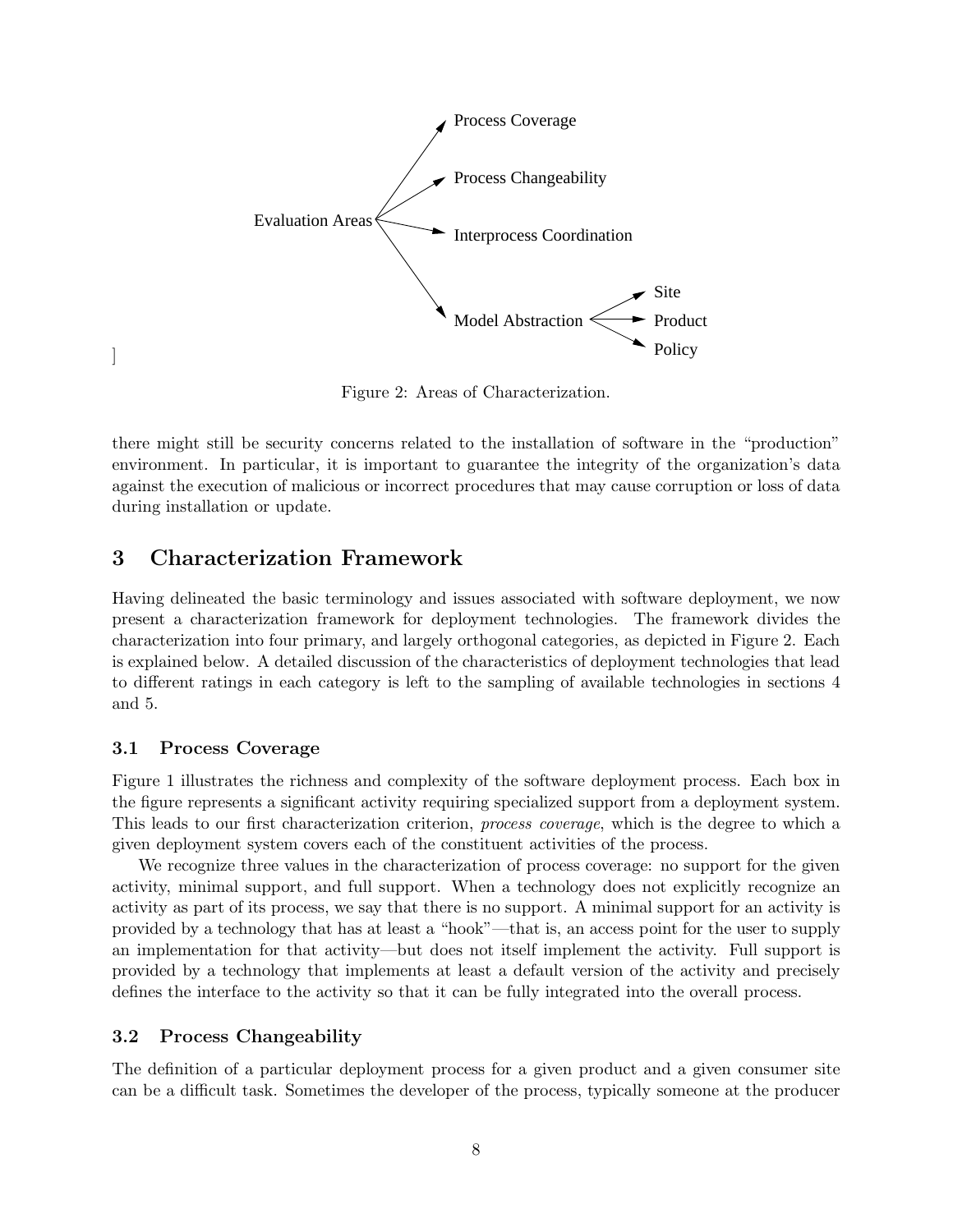Evaluation Areas → Process Coverage; Process Changeability; Interprocess Coordination; Model Abstraction → Site; Product; Policy

Figure 2: Areas of Characterization.

there might still be security concerns related to the installation of software in the "production" environment. In particular, it is important to guarantee the integrity of the organization's data against the execution of malicious or incorrect procedures that may cause corruption or loss of data during installation or update.

## 3 Characterization Framework

Having delineated the basic terminology and issues associated with software deployment, we now present a characterization framework for deployment technologies. The framework divides the characterization into four primary, and largely orthogonal categories, as depicted in Figure 2. Each is explained below. A detailed discussion of the characteristics of deployment technologies that lead to different ratings in each category is left to the sampling of available technologies in sections 4 and 5.

### 3.1 Process Coverage

Figure 1 illustrates the richness and complexity of the software deployment process. Each box in the figure represents a significant activity requiring specialized support from a deployment system. This leads to our first characterization criterion, *process coverage*, which is the degree to which a given deployment system covers each of the constituent activities of the process.

We recognize three values in the characterization of process coverage: no support for the given activity, minimal support, and full support. When a technology does not explicitly recognize an activity as part of its process, we say that there is no support. A minimal support for an activity is provided by a technology that has at least a "hook"—that is, an access point for the user to supply an implementation for that activity—but does not itself implement the activity. Full support is provided by a technology that implements at least a default version of the activity and precisely defines the interface to the activity so that it can be fully integrated into the overall process.

### 3.2 Process Changeability

The definition of a particular deployment process for a given product and a given consumer site can be a difficult task. Sometimes the developer of the process, typically someone at the producer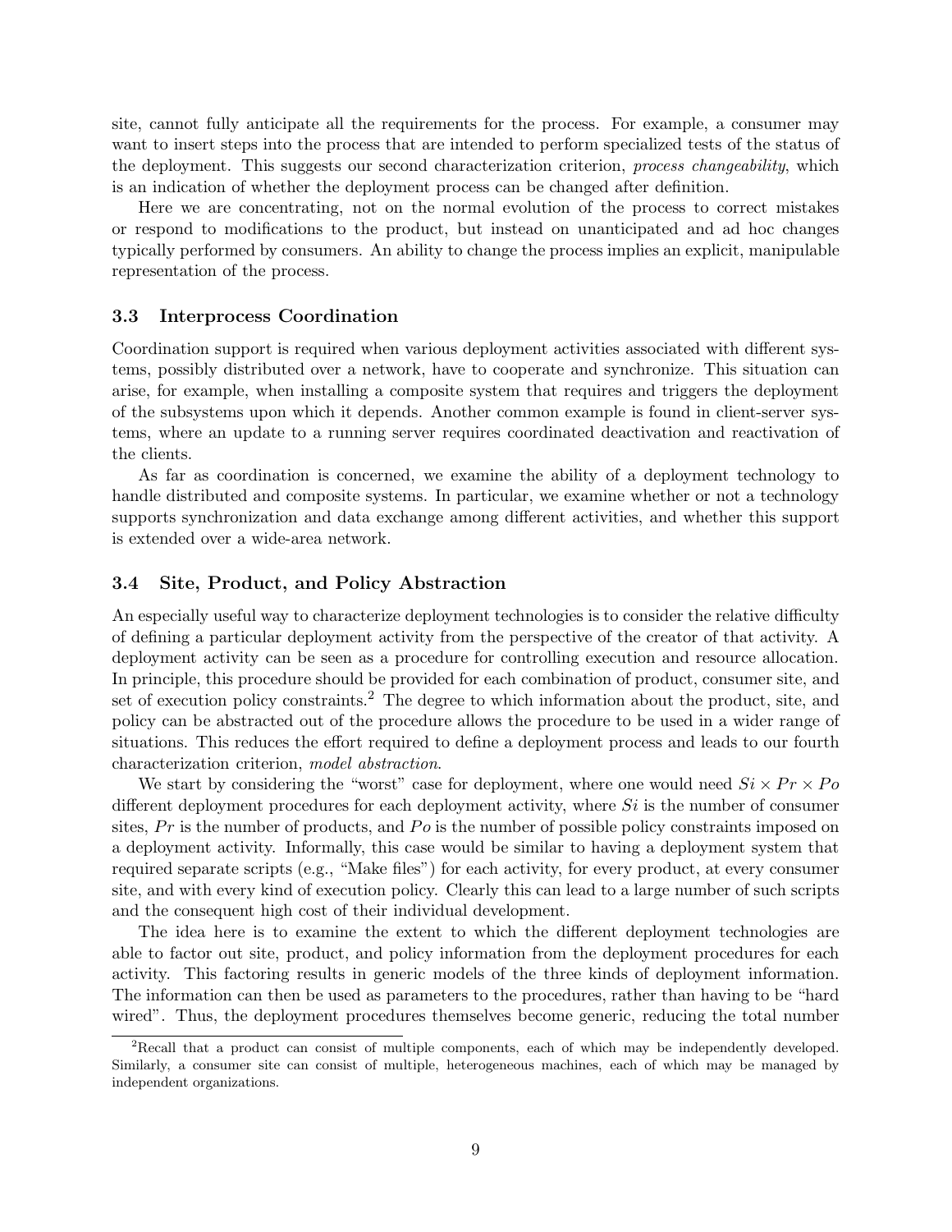site, cannot fully anticipate all the requirements for the process. For example, a consumer may want to insert steps into the process that are intended to perform specialized tests of the status of the deployment. This suggests our second characterization criterion, *process changeability*, which is an indication of whether the deployment process can be changed after definition.

Here we are concentrating, not on the normal evolution of the process to correct mistakes or respond to modifications to the product, but instead on unanticipated and ad hoc changes typically performed by consumers. An ability to change the process implies an explicit, manipulable representation of the process.

### 3.3 Interprocess Coordination

Coordination support is required when various deployment activities associated with different systems, possibly distributed over a network, have to cooperate and synchronize. This situation can arise, for example, when installing a composite system that requires and triggers the deployment of the subsystems upon which it depends. Another common example is found in client-server systems, where an update to a running server requires coordinated deactivation and reactivation of the clients.

As far as coordination is concerned, we examine the ability of a deployment technology to handle distributed and composite systems. In particular, we examine whether or not a technology supports synchronization and data exchange among different activities, and whether this support is extended over a wide-area network.

### 3.4 Site, Product, and Policy Abstraction

An especially useful way to characterize deployment technologies is to consider the relative difficulty of defining a particular deployment activity from the perspective of the creator of that activity. A deployment activity can be seen as a procedure for controlling execution and resource allocation. In principle, this procedure should be provided for each combination of product, consumer site, and set of execution policy constraints.[2] The degree to which information about the product, site, and policy can be abstracted out of the procedure allows the procedure to be used in a wider range of situations. This reduces the effort required to define a deployment process and leads to our fourth characterization criterion, *model abstraction*.

We start by considering the "worst" case for deployment, where one would need $Si \times Pr \times Po$ different deployment procedures for each deployment activity, where $Si$ is the number of consumer sites, $Pr$ is the number of products, and $Po$ is the number of possible policy constraints imposed on a deployment activity. Informally, this case would be similar to having a deployment system that required separate scripts (e.g., "Make files") for each activity, for every product, at every consumer site, and with every kind of execution policy. Clearly this can lead to a large number of such scripts and the consequent high cost of their individual development.

The idea here is to examine the extent to which the different deployment technologies are able to factor out site, product, and policy information from the deployment procedures for each activity. This factoring results in generic models of the three kinds of deployment information. The information can then be used as parameters to the procedures, rather than having to be "hard wired". Thus, the deployment procedures themselves become generic, reducing the total number

[2] Recall that a product can consist of multiple components, each of which may be independently developed. Similarly, a consumer site can consist of multiple, heterogeneous machines, each of which may be managed by independent organizations.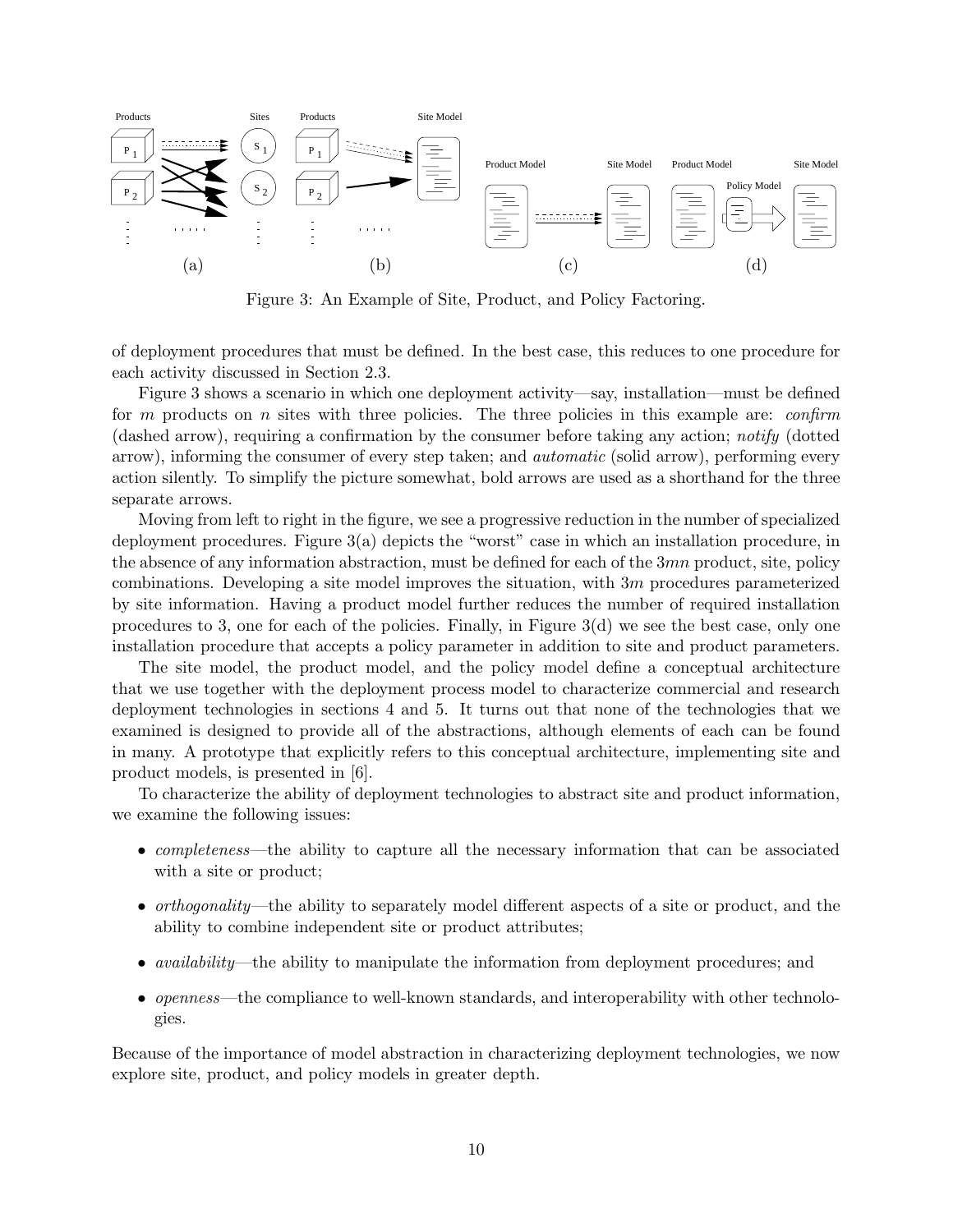Figure 3: An Example of Site, Product, and Policy Factoring.

of deployment procedures that must be defined. In the best case, this reduces to one procedure for each activity discussed in Section 2.3.

Figure 3 shows a scenario in which one deployment activity—say, installation—must be defined for $m$ products on $n$ sites with three policies. The three policies in this example are: *confirm* (dashed arrow), requiring a confirmation by the consumer before taking any action; *notify* (dotted arrow), informing the consumer of every step taken; and *automatic* (solid arrow), performing every action silently. To simplify the picture somewhat, bold arrows are used as a shorthand for the three separate arrows.

Moving from left to right in the figure, we see a progressive reduction in the number of specialized deployment procedures. Figure 3(a) depicts the "worst" case in which an installation procedure, in the absence of any information abstraction, must be defined for each of the $3mn$ product, site, policy combinations. Developing a site model improves the situation, with $3m$ procedures parameterized by site information. Having a product model further reduces the number of required installation procedures to 3, one for each of the policies. Finally, in Figure 3(d) we see the best case, only one installation procedure that accepts a policy parameter in addition to site and product parameters.

The site model, the product model, and the policy model define a conceptual architecture that we use together with the deployment process model to characterize commercial and research deployment technologies in sections 4 and 5. It turns out that none of the technologies that we examined is designed to provide all of the abstractions, although elements of each can be found in many. A prototype that explicitly refers to this conceptual architecture, implementing site and product models, is presented in [6].

To characterize the ability of deployment technologies to abstract site and product information, we examine the following issues:

- *completeness*—the ability to capture all the necessary information that can be associated with a site or product;
- *orthogonality*—the ability to separately model different aspects of a site or product, and the ability to combine independent site or product attributes;
- *availability*—the ability to manipulate the information from deployment procedures; and
- *openness*—the compliance to well-known standards, and interoperability with other technologies.

Because of the importance of model abstraction in characterizing deployment technologies, we now explore site, product, and policy models in greater depth.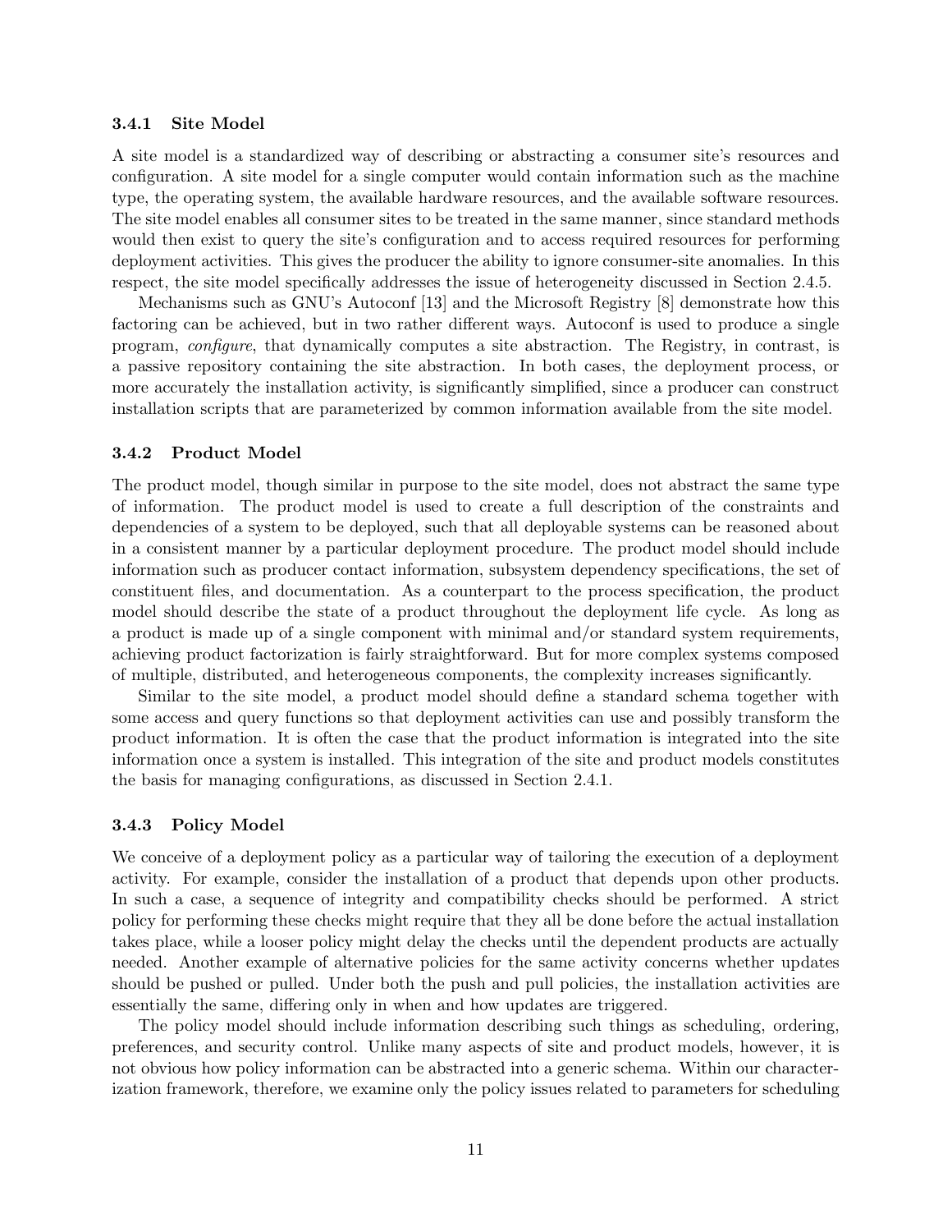### 3.4.1 Site Model

A site model is a standardized way of describing or abstracting a consumer site's resources and configuration. A site model for a single computer would contain information such as the machine type, the operating system, the available hardware resources, and the available software resources. The site model enables all consumer sites to be treated in the same manner, since standard methods would then exist to query the site's configuration and to access required resources for performing deployment activities. This gives the producer the ability to ignore consumer-site anomalies. In this respect, the site model specifically addresses the issue of heterogeneity discussed in Section 2.4.5.

Mechanisms such as GNU's Autoconf [13] and the Microsoft Registry [8] demonstrate how this factoring can be achieved, but in two rather different ways. Autoconf is used to produce a single program, *configure*, that dynamically computes a site abstraction. The Registry, in contrast, is a passive repository containing the site abstraction. In both cases, the deployment process, or more accurately the installation activity, is significantly simplified, since a producer can construct installation scripts that are parameterized by common information available from the site model.

### 3.4.2 Product Model

The product model, though similar in purpose to the site model, does not abstract the same type of information. The product model is used to create a full description of the constraints and dependencies of a system to be deployed, such that all deployable systems can be reasoned about in a consistent manner by a particular deployment procedure. The product model should include information such as producer contact information, subsystem dependency specifications, the set of constituent files, and documentation. As a counterpart to the process specification, the product model should describe the state of a product throughout the deployment life cycle. As long as a product is made up of a single component with minimal and/or standard system requirements, achieving product factorization is fairly straightforward. But for more complex systems composed of multiple, distributed, and heterogeneous components, the complexity increases significantly.

Similar to the site model, a product model should define a standard schema together with some access and query functions so that deployment activities can use and possibly transform the product information. It is often the case that the product information is integrated into the site information once a system is installed. This integration of the site and product models constitutes the basis for managing configurations, as discussed in Section 2.4.1.

### 3.4.3 Policy Model

We conceive of a deployment policy as a particular way of tailoring the execution of a deployment activity. For example, consider the installation of a product that depends upon other products. In such a case, a sequence of integrity and compatibility checks should be performed. A strict policy for performing these checks might require that they all be done before the actual installation takes place, while a looser policy might delay the checks until the dependent products are actually needed. Another example of alternative policies for the same activity concerns whether updates should be pushed or pulled. Under both the push and pull policies, the installation activities are essentially the same, differing only in when and how updates are triggered.

The policy model should include information describing such things as scheduling, ordering, preferences, and security control. Unlike many aspects of site and product models, however, it is not obvious how policy information can be abstracted into a generic schema. Within our characterization framework, therefore, we examine only the policy issues related to parameters for scheduling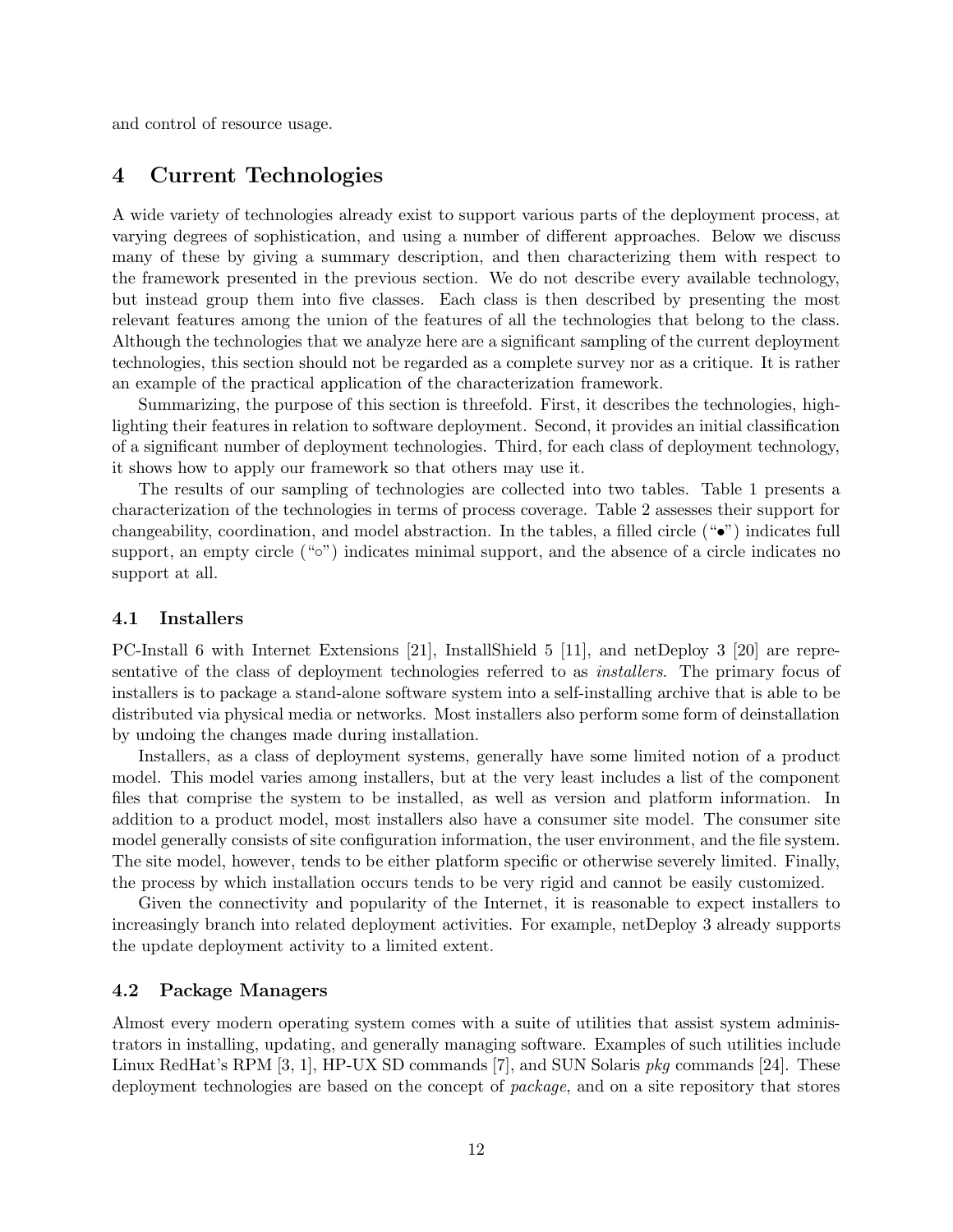and control of resource usage.

# 4 Current Technologies

A wide variety of technologies already exist to support various parts of the deployment process, at varying degrees of sophistication, and using a number of different approaches. Below we discuss many of these by giving a summary description, and then characterizing them with respect to the framework presented in the previous section. We do not describe every available technology, but instead group them into five classes. Each class is then described by presenting the most relevant features among the union of the features of all the technologies that belong to the class. Although the technologies that we analyze here are a significant sampling of the current deployment technologies, this section should not be regarded as a complete survey nor as a critique. It is rather an example of the practical application of the characterization framework.

Summarizing, the purpose of this section is threefold. First, it describes the technologies, highlighting their features in relation to software deployment. Second, it provides an initial classification of a significant number of deployment technologies. Third, for each class of deployment technology, it shows how to apply our framework so that others may use it.

The results of our sampling of technologies are collected into two tables. Table 1 presents a characterization of the technologies in terms of process coverage. Table 2 assesses their support for changeability, coordination, and model abstraction. In the tables, a filled circle ("•") indicates full support, an empty circle ("○") indicates minimal support, and the absence of a circle indicates no support at all.

## 4.1 Installers

PC-Install 6 with Internet Extensions [21], InstallShield 5 [11], and netDeploy 3 [20] are representative of the class of deployment technologies referred to as *installers*. The primary focus of installers is to package a stand-alone software system into a self-installing archive that is able to be distributed via physical media or networks. Most installers also perform some form of deinstallation by undoing the changes made during installation.

Installers, as a class of deployment systems, generally have some limited notion of a product model. This model varies among installers, but at the very least includes a list of the component files that comprise the system to be installed, as well as version and platform information. In addition to a product model, most installers also have a consumer site model. The consumer site model generally consists of site configuration information, the user environment, and the file system. The site model, however, tends to be either platform specific or otherwise severely limited. Finally, the process by which installation occurs tends to be very rigid and cannot be easily customized.

Given the connectivity and popularity of the Internet, it is reasonable to expect installers to increasingly branch into related deployment activities. For example, netDeploy 3 already supports the update deployment activity to a limited extent.

## 4.2 Package Managers

Almost every modern operating system comes with a suite of utilities that assist system administrators in installing, updating, and generally managing software. Examples of such utilities include Linux RedHat's RPM [3, 1], HP-UX SD commands [7], and SUN Solaris *pkg* commands [24]. These deployment technologies are based on the concept of *package*, and on a site repository that stores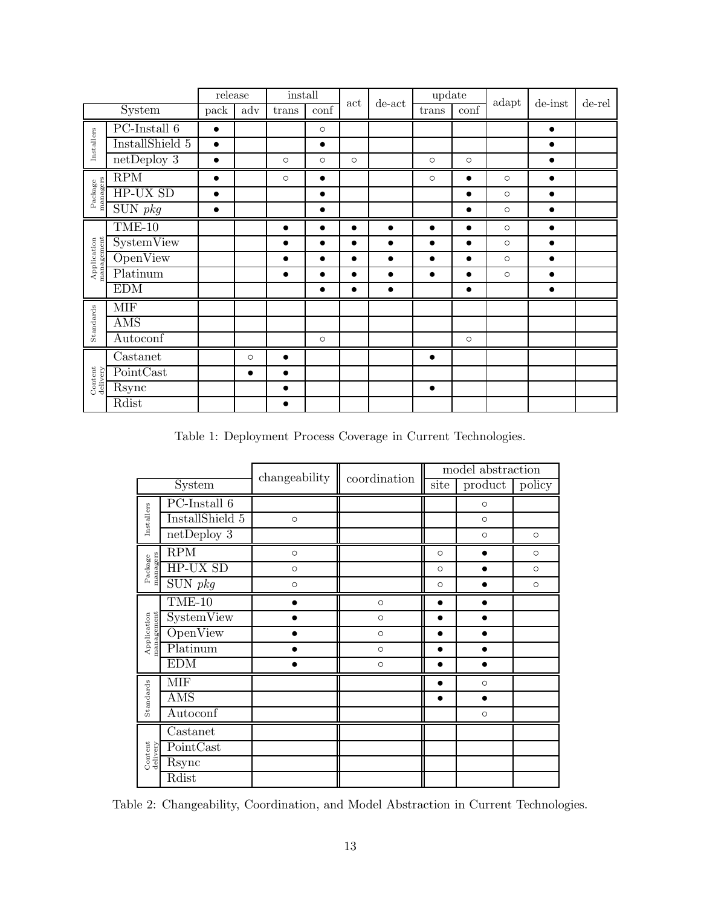| | System | release | | install | | act | de-act | update | | adapt | de-inst | de-rel |
|---|---|---|---|---|---|---|---|---|---|---|---|---|
| | | pack | adv | trans | conf | | | trans | conf | | | |
| Installers | PC-Install 6 | ● | | | ○ | | | | | | ● | |
| | InstallShield 5 | ● | | | ● | | | | | | ● | |
| | netDeploy 3 | ● | | ○ | ○ | ○ | | ○ | ○ | | ● | |
| Package managers | RPM | ● | | ○ | ● | | | ○ | ● | ○ | ● | |
| | HP-UX SD | ● | | | ● | | | | ● | ○ | ● | |
| | SUN *pkg* | ● | | | ● | | | | ● | ○ | ● | |
| Application management | TME-10 | | | ● | ● | ● | ● | ● | ● | ○ | ● | |
| | SystemView | | | ● | ● | ● | ● | ● | ● | ○ | ● | |
| | OpenView | | | ● | ● | ● | ● | ● | ● | ○ | ● | |
| | Platinum | | | ● | ● | ● | ● | ● | ● | ○ | ● | |
| | EDM | | | | ● | ● | ● | | ● | | ● | |
| Standards | MIF | | | | | | | | | | | |
| | AMS | | | | | | | | | | | |
| | Autoconf | | | | ○ | | | | ○ | | | |
| Content delivery | Castanet | | ○ | ● | | | | ● | | | | |
| | PointCast | | ● | ● | | | | | | | | |
| | Rsync | | | ● | | | | ● | | | | |
| | Rdist | | | ● | | | | | | | | |

Table 1: Deployment Process Coverage in Current Technologies.

| | System | changeability | coordination | model abstraction | | |
|---|---|---|---|---|---|---|
| | | | | site | product | policy |
| Installers | PC-Install 6 | | | | ○ | |
| | InstallShield 5 | ○ | | | ○ | |
| | netDeploy 3 | | | | ○ | ○ |
| Package managers | RPM | ○ | | ○ | ● | ○ |
| | HP-UX SD | ○ | | ○ | ● | ○ |
| | SUN *pkg* | ○ | | ○ | ● | ○ |
| Application management | TME-10 | ● | ○ | ● | ● | |
| | SystemView | ● | ○ | ● | ● | |
| | OpenView | ● | ○ | ● | ● | |
| | Platinum | ● | ○ | ● | ● | |
| | EDM | ● | ○ | ● | ● | |
| Standards | MIF | | | ● | ○ | |
| | AMS | | | ● | ● | |
| | Autoconf | | | | ○ | |
| Content delivery | Castanet | | | | | |
| | PointCast | | | | | |
| | Rsync | | | | | |
| | Rdist | | | | | |

Table 2: Changeability, Coordination, and Model Abstraction in Current Technologies.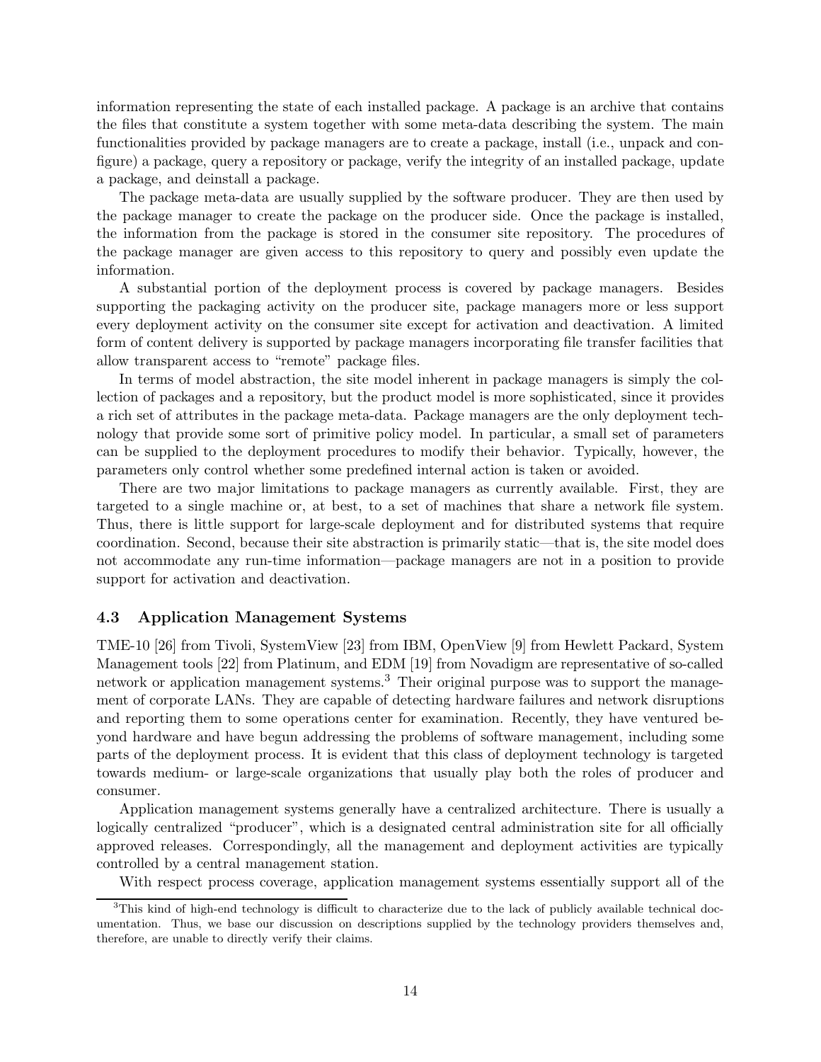information representing the state of each installed package. A package is an archive that contains the files that constitute a system together with some meta-data describing the system. The main functionalities provided by package managers are to create a package, install (i.e., unpack and configure) a package, query a repository or package, verify the integrity of an installed package, update a package, and deinstall a package.

The package meta-data are usually supplied by the software producer. They are then used by the package manager to create the package on the producer side. Once the package is installed, the information from the package is stored in the consumer site repository. The procedures of the package manager are given access to this repository to query and possibly even update the information.

A substantial portion of the deployment process is covered by package managers. Besides supporting the packaging activity on the producer site, package managers more or less support every deployment activity on the consumer site except for activation and deactivation. A limited form of content delivery is supported by package managers incorporating file transfer facilities that allow transparent access to "remote" package files.

In terms of model abstraction, the site model inherent in package managers is simply the collection of packages and a repository, but the product model is more sophisticated, since it provides a rich set of attributes in the package meta-data. Package managers are the only deployment technology that provide some sort of primitive policy model. In particular, a small set of parameters can be supplied to the deployment procedures to modify their behavior. Typically, however, the parameters only control whether some predefined internal action is taken or avoided.

There are two major limitations to package managers as currently available. First, they are targeted to a single machine or, at best, to a set of machines that share a network file system. Thus, there is little support for large-scale deployment and for distributed systems that require coordination. Second, because their site abstraction is primarily static—that is, the site model does not accommodate any run-time information—package managers are not in a position to provide support for activation and deactivation.

### 4.3 Application Management Systems

TME-10 [26] from Tivoli, SystemView [23] from IBM, OpenView [9] from Hewlett Packard, System Management tools [22] from Platinum, and EDM [19] from Novadigm are representative of so-called network or application management systems.[3] Their original purpose was to support the management of corporate LANs. They are capable of detecting hardware failures and network disruptions and reporting them to some operations center for examination. Recently, they have ventured beyond hardware and have begun addressing the problems of software management, including some parts of the deployment process. It is evident that this class of deployment technology is targeted towards medium- or large-scale organizations that usually play both the roles of producer and consumer.

Application management systems generally have a centralized architecture. There is usually a logically centralized "producer", which is a designated central administration site for all officially approved releases. Correspondingly, all the management and deployment activities are typically controlled by a central management station.

With respect process coverage, application management systems essentially support all of the

[3] This kind of high-end technology is difficult to characterize due to the lack of publicly available technical documentation. Thus, we base our discussion on descriptions supplied by the technology providers themselves and, therefore, are unable to directly verify their claims.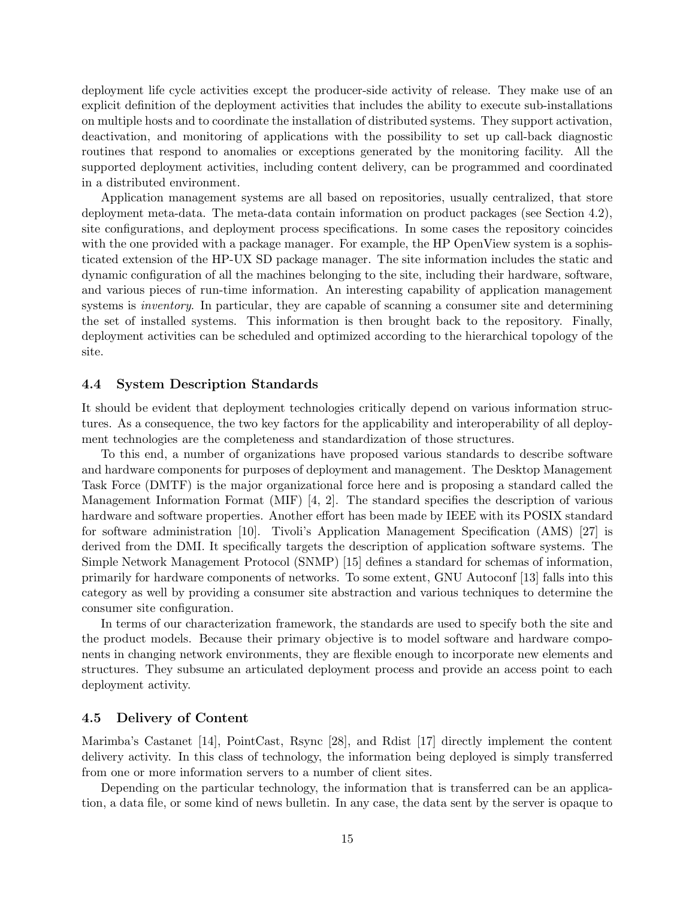deployment life cycle activities except the producer-side activity of release. They make use of an explicit definition of the deployment activities that includes the ability to execute sub-installations on multiple hosts and to coordinate the installation of distributed systems. They support activation, deactivation, and monitoring of applications with the possibility to set up call-back diagnostic routines that respond to anomalies or exceptions generated by the monitoring facility. All the supported deployment activities, including content delivery, can be programmed and coordinated in a distributed environment.

Application management systems are all based on repositories, usually centralized, that store deployment meta-data. The meta-data contain information on product packages (see Section 4.2), site configurations, and deployment process specifications. In some cases the repository coincides with the one provided with a package manager. For example, the HP OpenView system is a sophisticated extension of the HP-UX SD package manager. The site information includes the static and dynamic configuration of all the machines belonging to the site, including their hardware, software, and various pieces of run-time information. An interesting capability of application management systems is *inventory*. In particular, they are capable of scanning a consumer site and determining the set of installed systems. This information is then brought back to the repository. Finally, deployment activities can be scheduled and optimized according to the hierarchical topology of the site.

### 4.4 System Description Standards

It should be evident that deployment technologies critically depend on various information structures. As a consequence, the two key factors for the applicability and interoperability of all deployment technologies are the completeness and standardization of those structures.

To this end, a number of organizations have proposed various standards to describe software and hardware components for purposes of deployment and management. The Desktop Management Task Force (DMTF) is the major organizational force here and is proposing a standard called the Management Information Format (MIF) [4, 2]. The standard specifies the description of various hardware and software properties. Another effort has been made by IEEE with its POSIX standard for software administration [10]. Tivoli's Application Management Specification (AMS) [27] is derived from the DMI. It specifically targets the description of application software systems. The Simple Network Management Protocol (SNMP) [15] defines a standard for schemas of information, primarily for hardware components of networks. To some extent, GNU Autoconf [13] falls into this category as well by providing a consumer site abstraction and various techniques to determine the consumer site configuration.

In terms of our characterization framework, the standards are used to specify both the site and the product models. Because their primary objective is to model software and hardware components in changing network environments, they are flexible enough to incorporate new elements and structures. They subsume an articulated deployment process and provide an access point to each deployment activity.

### 4.5 Delivery of Content

Marimba's Castanet [14], PointCast, Rsync [28], and Rdist [17] directly implement the content delivery activity. In this class of technology, the information being deployed is simply transferred from one or more information servers to a number of client sites.

Depending on the particular technology, the information that is transferred can be an application, a data file, or some kind of news bulletin. In any case, the data sent by the server is opaque to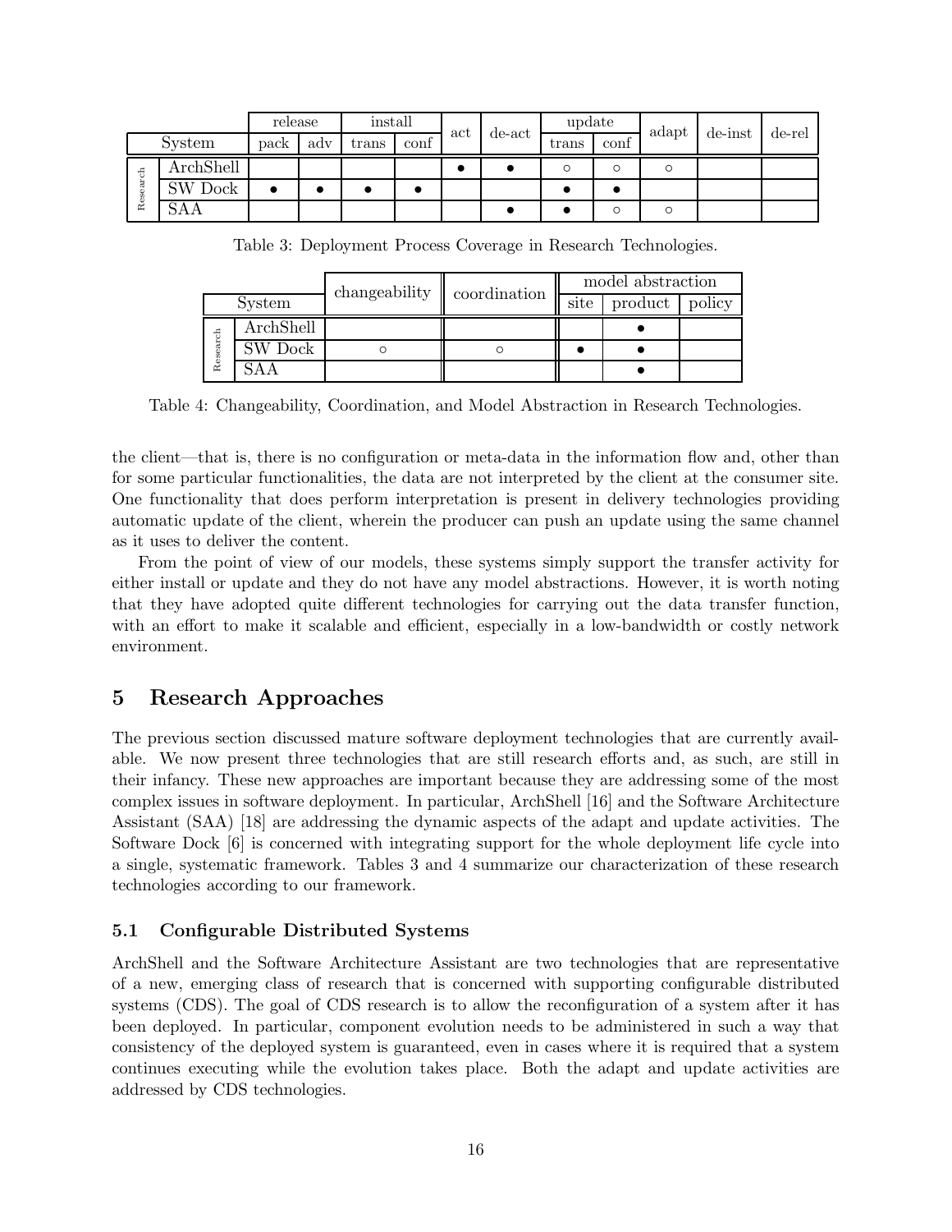| | System | release | | install | | act | de-act | update | | adapt | de-inst | de-rel |
|---|---|---|---|---|---|---|---|---|---|---|---|---|
| | | pack | adv | trans | conf | | | trans | conf | | | |
| Research | ArchShell | | | | | ● | ● | ○ | ○ | ○ | | |
| | SW Dock | ● | ● | ● | ● | | | ● | ● | | | |
| | SAA | | | | | | ● | ● | ○ | ○ | | |

Table 3: Deployment Process Coverage in Research Technologies.

| | System | changeability | coordination | model abstraction | | |
|---|---|---|---|---|---|---|
| | | | | site | product | policy |
| Research | ArchShell | | | | ● | |
| | SW Dock | ○ | ○ | ● | ● | |
| | SAA | | | | ● | |

Table 4: Changeability, Coordination, and Model Abstraction in Research Technologies.

the client—that is, there is no configuration or meta-data in the information flow and, other than for some particular functionalities, the data are not interpreted by the client at the consumer site. One functionality that does perform interpretation is present in delivery technologies providing automatic update of the client, wherein the producer can push an update using the same channel as it uses to deliver the content.

From the point of view of our models, these systems simply support the transfer activity for either install or update and they do not have any model abstractions. However, it is worth noting that they have adopted quite different technologies for carrying out the data transfer function, with an effort to make it scalable and efficient, especially in a low-bandwidth or costly network environment.

## 5 Research Approaches

The previous section discussed mature software deployment technologies that are currently available. We now present three technologies that are still research efforts and, as such, are still in their infancy. These new approaches are important because they are addressing some of the most complex issues in software deployment. In particular, ArchShell [16] and the Software Architecture Assistant (SAA) [18] are addressing the dynamic aspects of the adapt and update activities. The Software Dock [6] is concerned with integrating support for the whole deployment life cycle into a single, systematic framework. Tables 3 and 4 summarize our characterization of these research technologies according to our framework.

### 5.1 Configurable Distributed Systems

ArchShell and the Software Architecture Assistant are two technologies that are representative of a new, emerging class of research that is concerned with supporting configurable distributed systems (CDS). The goal of CDS research is to allow the reconfiguration of a system after it has been deployed. In particular, component evolution needs to be administered in such a way that consistency of the deployed system is guaranteed, even in cases where it is required that a system continues executing while the evolution takes place. Both the adapt and update activities are addressed by CDS technologies.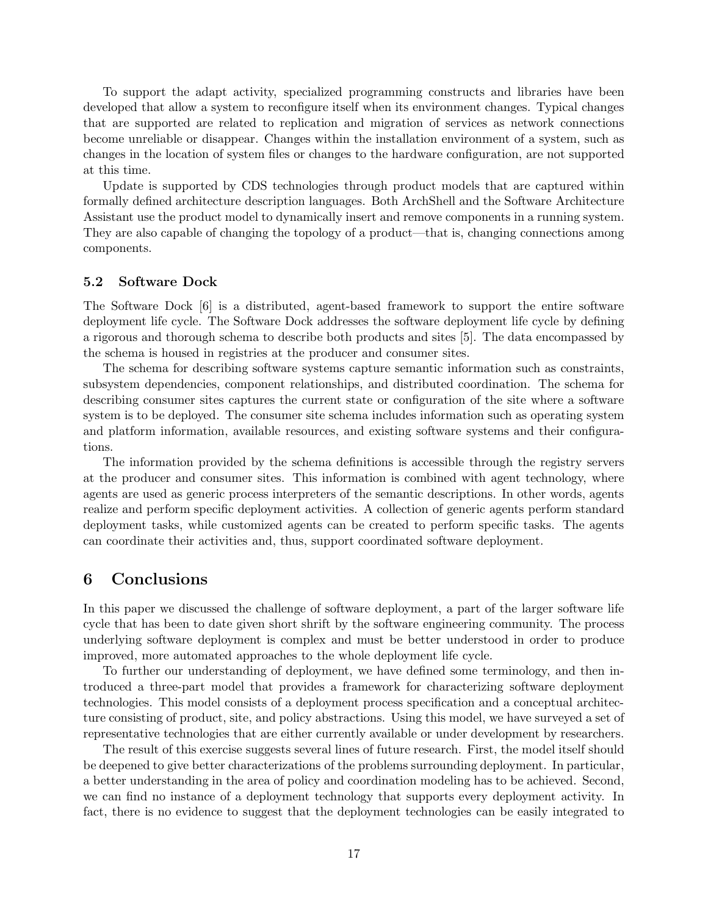To support the adapt activity, specialized programming constructs and libraries have been developed that allow a system to reconfigure itself when its environment changes. Typical changes that are supported are related to replication and migration of services as network connections become unreliable or disappear. Changes within the installation environment of a system, such as changes in the location of system files or changes to the hardware configuration, are not supported at this time.

Update is supported by CDS technologies through product models that are captured within formally defined architecture description languages. Both ArchShell and the Software Architecture Assistant use the product model to dynamically insert and remove components in a running system. They are also capable of changing the topology of a product—that is, changing connections among components.

### 5.2 Software Dock

The Software Dock [6] is a distributed, agent-based framework to support the entire software deployment life cycle. The Software Dock addresses the software deployment life cycle by defining a rigorous and thorough schema to describe both products and sites [5]. The data encompassed by the schema is housed in registries at the producer and consumer sites.

The schema for describing software systems capture semantic information such as constraints, subsystem dependencies, component relationships, and distributed coordination. The schema for describing consumer sites captures the current state or configuration of the site where a software system is to be deployed. The consumer site schema includes information such as operating system and platform information, available resources, and existing software systems and their configurations.

The information provided by the schema definitions is accessible through the registry servers at the producer and consumer sites. This information is combined with agent technology, where agents are used as generic process interpreters of the semantic descriptions. In other words, agents realize and perform specific deployment activities. A collection of generic agents perform standard deployment tasks, while customized agents can be created to perform specific tasks. The agents can coordinate their activities and, thus, support coordinated software deployment.

## 6 Conclusions

In this paper we discussed the challenge of software deployment, a part of the larger software life cycle that has been to date given short shrift by the software engineering community. The process underlying software deployment is complex and must be better understood in order to produce improved, more automated approaches to the whole deployment life cycle.

To further our understanding of deployment, we have defined some terminology, and then introduced a three-part model that provides a framework for characterizing software deployment technologies. This model consists of a deployment process specification and a conceptual architecture consisting of product, site, and policy abstractions. Using this model, we have surveyed a set of representative technologies that are either currently available or under development by researchers.

The result of this exercise suggests several lines of future research. First, the model itself should be deepened to give better characterizations of the problems surrounding deployment. In particular, a better understanding in the area of policy and coordination modeling has to be achieved. Second, we can find no instance of a deployment technology that supports every deployment activity. In fact, there is no evidence to suggest that the deployment technologies can be easily integrated to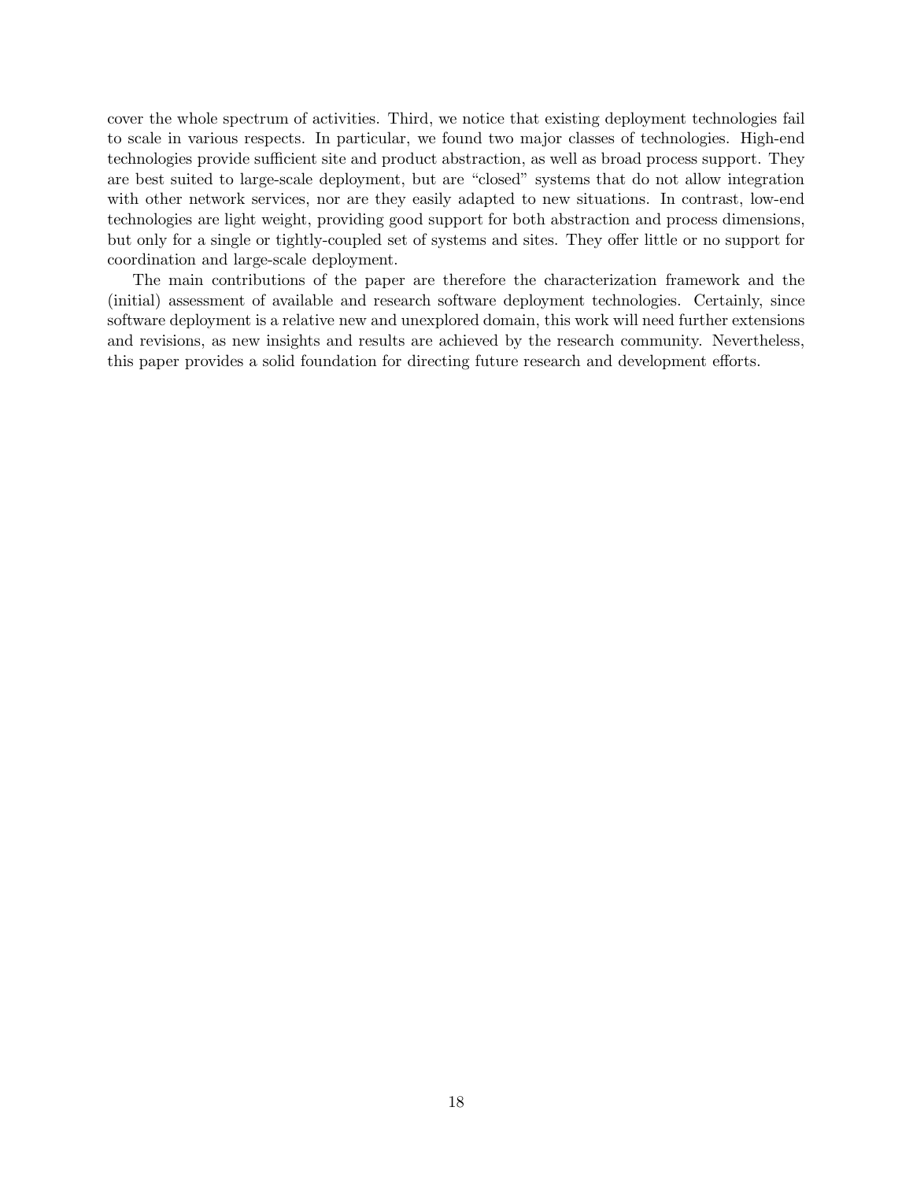cover the whole spectrum of activities. Third, we notice that existing deployment technologies fail to scale in various respects. In particular, we found two major classes of technologies. High-end technologies provide sufficient site and product abstraction, as well as broad process support. They are best suited to large-scale deployment, but are "closed" systems that do not allow integration with other network services, nor are they easily adapted to new situations. In contrast, low-end technologies are light weight, providing good support for both abstraction and process dimensions, but only for a single or tightly-coupled set of systems and sites. They offer little or no support for coordination and large-scale deployment.

The main contributions of the paper are therefore the characterization framework and the (initial) assessment of available and research software deployment technologies. Certainly, since software deployment is a relative new and unexplored domain, this work will need further extensions and revisions, as new insights and results are achieved by the research community. Nevertheless, this paper provides a solid foundation for directing future research and development efforts.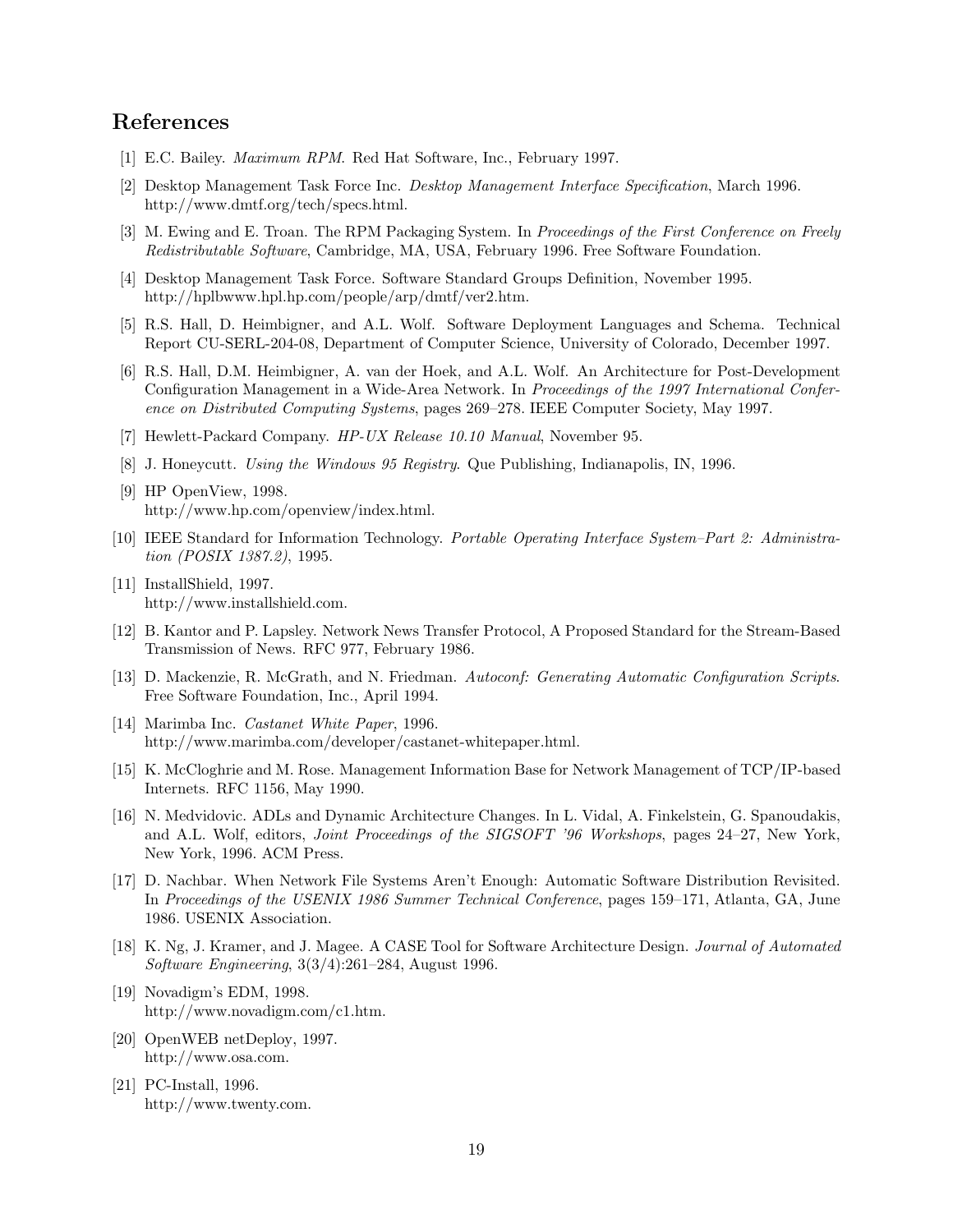## References

[1] E.C. Bailey. *Maximum RPM*. Red Hat Software, Inc., February 1997.

[2] Desktop Management Task Force Inc. *Desktop Management Interface Specification*, March 1996. http://www.dmtf.org/tech/specs.html.

[3] M. Ewing and E. Troan. The RPM Packaging System. In *Proceedings of the First Conference on Freely Redistributable Software*, Cambridge, MA, USA, February 1996. Free Software Foundation.

[4] Desktop Management Task Force. Software Standard Groups Definition, November 1995. http://hplbwww.hpl.hp.com/people/arp/dmtf/ver2.htm.

[5] R.S. Hall, D. Heimbigner, and A.L. Wolf. Software Deployment Languages and Schema. Technical Report CU-SERL-204-08, Department of Computer Science, University of Colorado, December 1997.

[6] R.S. Hall, D.M. Heimbigner, A. van der Hoek, and A.L. Wolf. An Architecture for Post-Development Configuration Management in a Wide-Area Network. In *Proceedings of the 1997 International Conference on Distributed Computing Systems*, pages 269–278. IEEE Computer Society, May 1997.

[7] Hewlett-Packard Company. *HP-UX Release 10.10 Manual*, November 95.

[8] J. Honeycutt. *Using the Windows 95 Registry*. Que Publishing, Indianapolis, IN, 1996.

[9] HP OpenView, 1998. http://www.hp.com/openview/index.html.

[10] IEEE Standard for Information Technology. *Portable Operating Interface System–Part 2: Administration (POSIX 1387.2)*, 1995.

[11] InstallShield, 1997. http://www.installshield.com.

[12] B. Kantor and P. Lapsley. Network News Transfer Protocol, A Proposed Standard for the Stream-Based Transmission of News. RFC 977, February 1986.

[13] D. Mackenzie, R. McGrath, and N. Friedman. *Autoconf: Generating Automatic Configuration Scripts*. Free Software Foundation, Inc., April 1994.

[14] Marimba Inc. *Castanet White Paper*, 1996. http://www.marimba.com/developer/castanet-whitepaper.html.

[15] K. McCloghrie and M. Rose. Management Information Base for Network Management of TCP/IP-based Internets. RFC 1156, May 1990.

[16] N. Medvidovic. ADLs and Dynamic Architecture Changes. In L. Vidal, A. Finkelstein, G. Spanoudakis, and A.L. Wolf, editors, *Joint Proceedings of the SIGSOFT '96 Workshops*, pages 24–27, New York, New York, 1996. ACM Press.

[17] D. Nachbar. When Network File Systems Aren't Enough: Automatic Software Distribution Revisited. In *Proceedings of the USENIX 1986 Summer Technical Conference*, pages 159–171, Atlanta, GA, June 1986. USENIX Association.

[18] K. Ng, J. Kramer, and J. Magee. A CASE Tool for Software Architecture Design. *Journal of Automated Software Engineering*, 3(3/4):261–284, August 1996.

[19] Novadigm's EDM, 1998. http://www.novadigm.com/c1.htm.

[20] OpenWEB netDeploy, 1997. http://www.osa.com.

[21] PC-Install, 1996. http://www.twenty.com.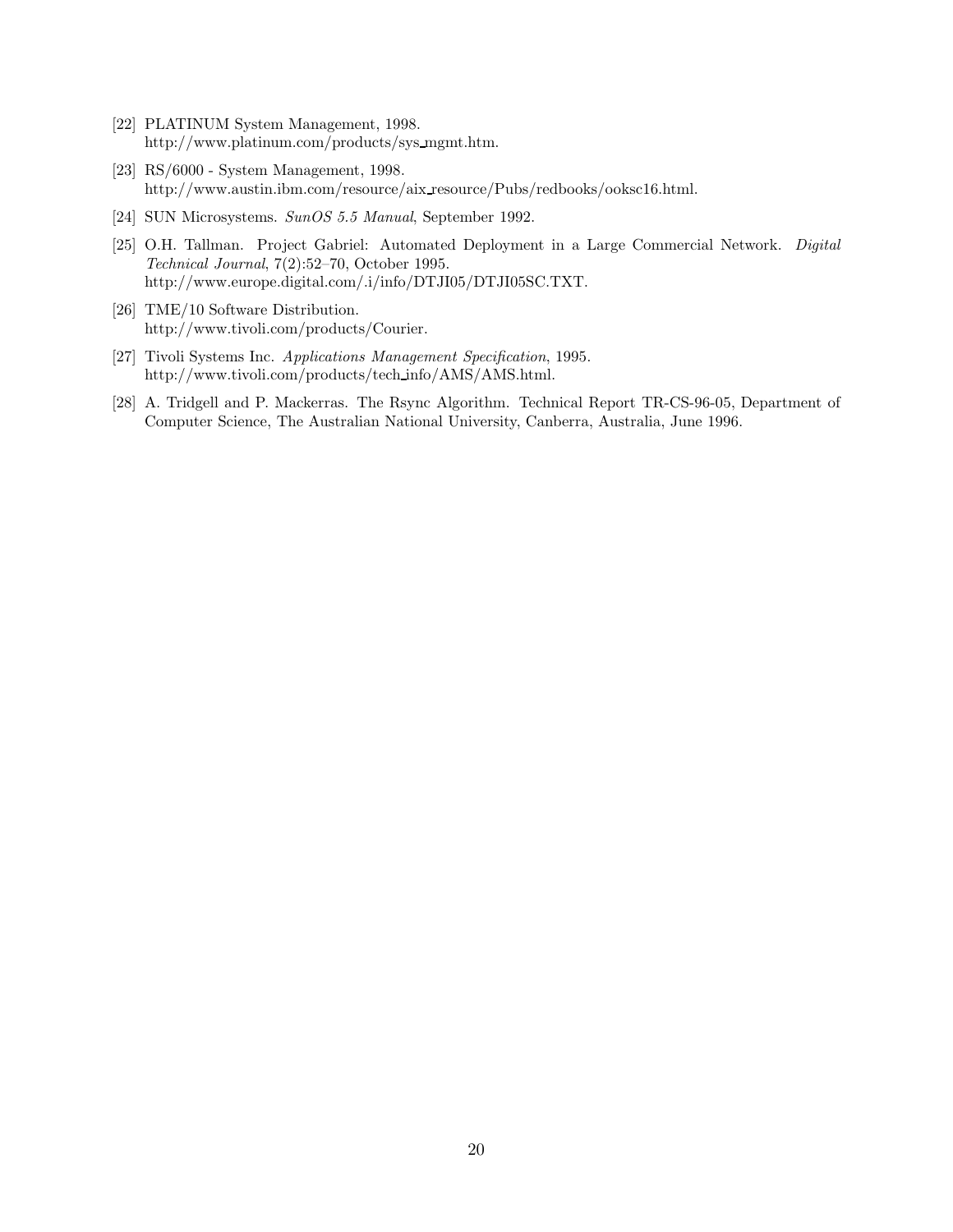[22] PLATINUM System Management, 1998.
http://www.platinum.com/products/sys_mgmt.htm.

[23] RS/6000 - System Management, 1998.
http://www.austin.ibm.com/resource/aix_resource/Pubs/redbooks/ooksc16.html.

[24] SUN Microsystems. *SunOS 5.5 Manual*, September 1992.

[25] O.H. Tallman. Project Gabriel: Automated Deployment in a Large Commercial Network. *Digital Technical Journal*, 7(2):52–70, October 1995.
http://www.europe.digital.com/.i/info/DTJI05/DTJI05SC.TXT.

[26] TME/10 Software Distribution.
http://www.tivoli.com/products/Courier.

[27] Tivoli Systems Inc. *Applications Management Specification*, 1995.
http://www.tivoli.com/products/tech_info/AMS/AMS.html.

[28] A. Tridgell and P. Mackerras. The Rsync Algorithm. Technical Report TR-CS-96-05, Department of Computer Science, The Australian National University, Canberra, Australia, June 1996.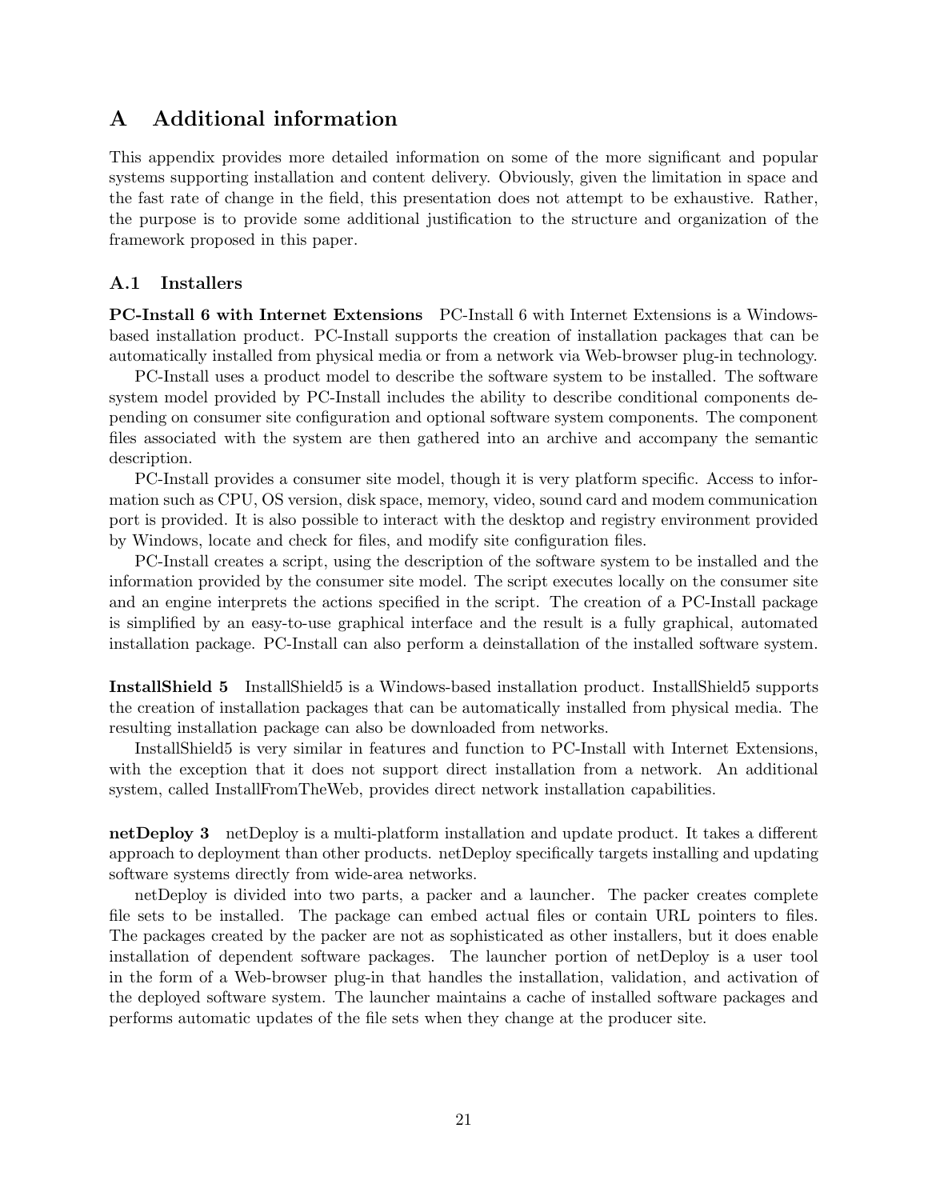# A Additional information

This appendix provides more detailed information on some of the more significant and popular systems supporting installation and content delivery. Obviously, given the limitation in space and the fast rate of change in the field, this presentation does not attempt to be exhaustive. Rather, the purpose is to provide some additional justification to the structure and organization of the framework proposed in this paper.

## A.1 Installers

**PC-Install 6 with Internet Extensions** PC-Install 6 with Internet Extensions is a Windows-based installation product. PC-Install supports the creation of installation packages that can be automatically installed from physical media or from a network via Web-browser plug-in technology.

PC-Install uses a product model to describe the software system to be installed. The software system model provided by PC-Install includes the ability to describe conditional components depending on consumer site configuration and optional software system components. The component files associated with the system are then gathered into an archive and accompany the semantic description.

PC-Install provides a consumer site model, though it is very platform specific. Access to information such as CPU, OS version, disk space, memory, video, sound card and modem communication port is provided. It is also possible to interact with the desktop and registry environment provided by Windows, locate and check for files, and modify site configuration files.

PC-Install creates a script, using the description of the software system to be installed and the information provided by the consumer site model. The script executes locally on the consumer site and an engine interprets the actions specified in the script. The creation of a PC-Install package is simplified by an easy-to-use graphical interface and the result is a fully graphical, automated installation package. PC-Install can also perform a deinstallation of the installed software system.

**InstallShield 5** InstallShield5 is a Windows-based installation product. InstallShield5 supports the creation of installation packages that can be automatically installed from physical media. The resulting installation package can also be downloaded from networks.

InstallShield5 is very similar in features and function to PC-Install with Internet Extensions, with the exception that it does not support direct installation from a network. An additional system, called InstallFromTheWeb, provides direct network installation capabilities.

**netDeploy 3** netDeploy is a multi-platform installation and update product. It takes a different approach to deployment than other products. netDeploy specifically targets installing and updating software systems directly from wide-area networks.

netDeploy is divided into two parts, a packer and a launcher. The packer creates complete file sets to be installed. The package can embed actual files or contain URL pointers to files. The packages created by the packer are not as sophisticated as other installers, but it does enable installation of dependent software packages. The launcher portion of netDeploy is a user tool in the form of a Web-browser plug-in that handles the installation, validation, and activation of the deployed software system. The launcher maintains a cache of installed software packages and performs automatic updates of the file sets when they change at the producer site.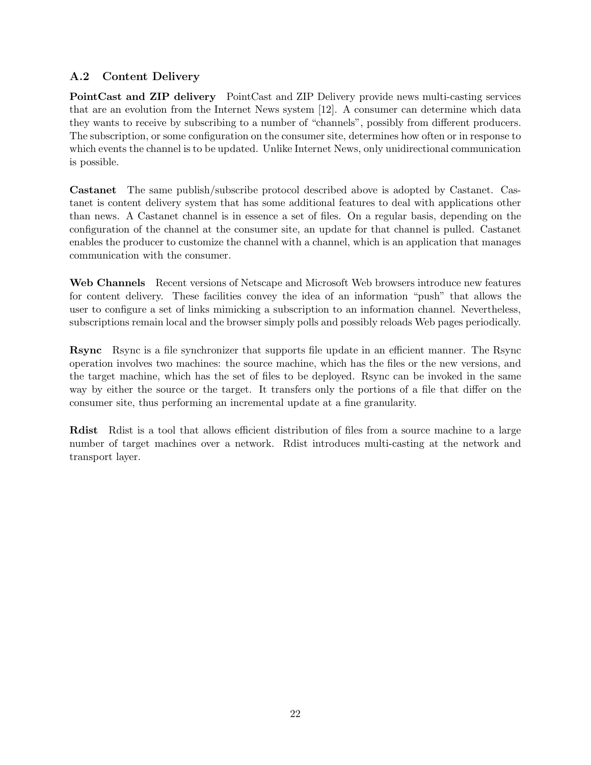### A.2 Content Delivery

**PointCast and ZIP delivery** PointCast and ZIP Delivery provide news multi-casting services that are an evolution from the Internet News system [12]. A consumer can determine which data they wants to receive by subscribing to a number of "channels", possibly from different producers. The subscription, or some configuration on the consumer site, determines how often or in response to which events the channel is to be updated. Unlike Internet News, only unidirectional communication is possible.

**Castanet** The same publish/subscribe protocol described above is adopted by Castanet. Castanet is content delivery system that has some additional features to deal with applications other than news. A Castanet channel is in essence a set of files. On a regular basis, depending on the configuration of the channel at the consumer site, an update for that channel is pulled. Castanet enables the producer to customize the channel with a channel, which is an application that manages communication with the consumer.

**Web Channels** Recent versions of Netscape and Microsoft Web browsers introduce new features for content delivery. These facilities convey the idea of an information "push" that allows the user to configure a set of links mimicking a subscription to an information channel. Nevertheless, subscriptions remain local and the browser simply polls and possibly reloads Web pages periodically.

**Rsync** Rsync is a file synchronizer that supports file update in an efficient manner. The Rsync operation involves two machines: the source machine, which has the files or the new versions, and the target machine, which has the set of files to be deployed. Rsync can be invoked in the same way by either the source or the target. It transfers only the portions of a file that differ on the consumer site, thus performing an incremental update at a fine granularity.

**Rdist** Rdist is a tool that allows efficient distribution of files from a source machine to a large number of target machines over a network. Rdist introduces multi-casting at the network and transport layer.